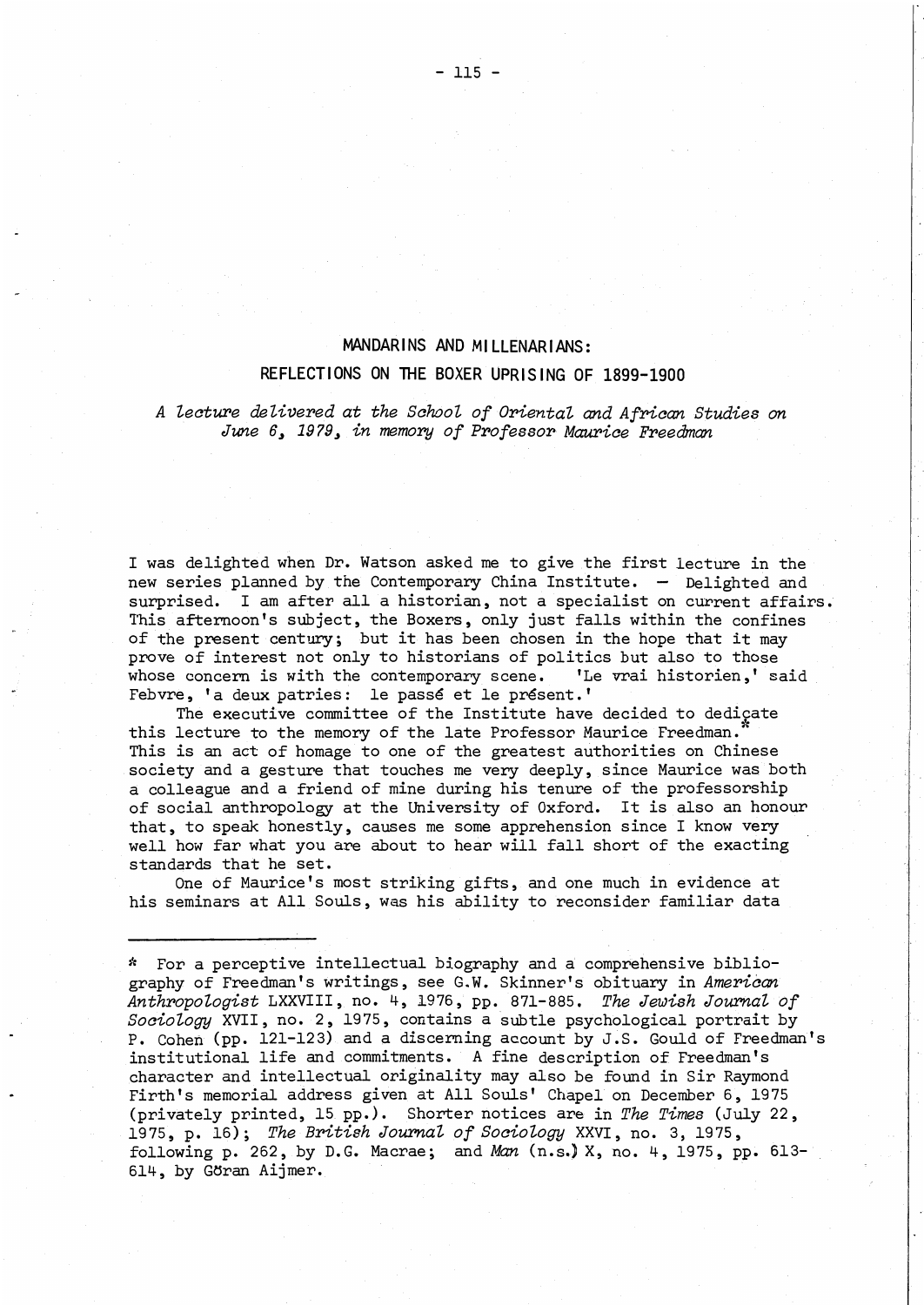# MANDARINS AND MILLENARIANS:
## REFLECTIONS ON THE BOXER UPRISING OF 1899-1900

*A lecture delivered at the School of Oriental and African Studies on June 6, 1979, in memory of Professor Maurice Freedman*

I was delighted when Dr. Watson asked me to give the first lecture in the new series planned by the Contemporary China Institute. — Delighted and surprised. I am after all a historian, not a specialist on current affairs. This afternoon's subject, the Boxers, only just falls within the confines of the present century; but it has been chosen in the hope that it may prove of interest not only to historians of politics but also to those whose concern is with the contemporary scene. 'Le vrai historien,' said Febvre, 'a deux patries: le passé et le présent.'

The executive committee of the Institute have decided to dedicate this lecture to the memory of the late Professor Maurice Freedman.* This is an act of homage to one of the greatest authorities on Chinese society and a gesture that touches me very deeply, since Maurice was both a colleague and a friend of mine during his tenure of the professorship of social anthropology at the University of Oxford. It is also an honour that, to speak honestly, causes me some apprehension since I know very well how far what you are about to hear will fall short of the exacting standards that he set.

One of Maurice's most striking gifts, and one much in evidence at his seminars at All Souls, was his ability to reconsider familiar data

---

\* For a perceptive intellectual biography and a comprehensive bibliography of Freedman's writings, see G.W. Skinner's obituary in *American Anthropologist* LXXVIII, no. 4, 1976, pp. 871-885. *The Jewish Journal of Sociology* XVII, no. 2, 1975, contains a subtle psychological portrait by P. Cohen (pp. 121-123) and a discerning account by J.S. Gould of Freedman's institutional life and commitments. A fine description of Freedman's character and intellectual originality may also be found in Sir Raymond Firth's memorial address given at All Souls' Chapel on December 6, 1975 (privately printed, 15 pp.). Shorter notices are in *The Times* (July 22, 1975, p. 16); *The British Journal of Sociology* XXVI, no. 3, 1975, following p. 262, by D.G. Macrae; and *Man* (n.s.) X, no. 4, 1975, pp. 613-614, by Göran Aijmer.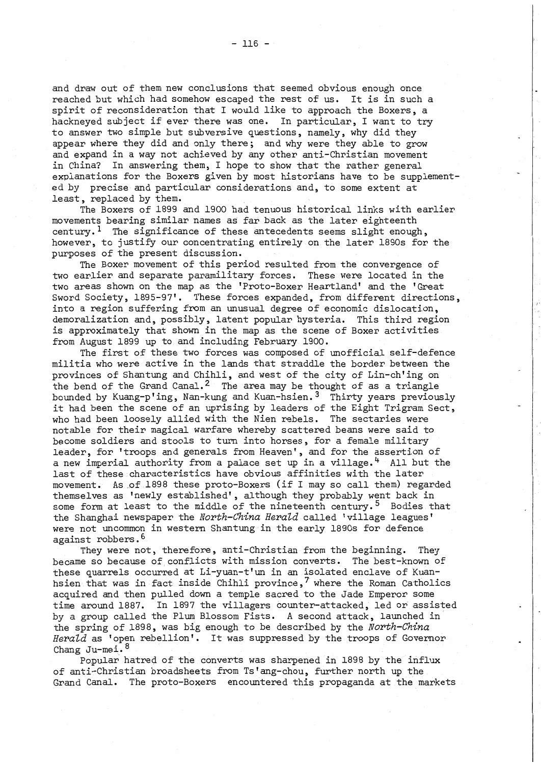and draw out of them new conclusions that seemed obvious enough once reached but which had somehow escaped the rest of us. It is in such a spirit of reconsideration that I would like to approach the Boxers, a hackneyed subject if ever there was one. In particular, I want to try to answer two simple but subversive questions, namely, why did they appear where they did and only there; and why were they able to grow and expand in a way not achieved by any other anti-Christian movement in China? In answering them, I hope to show that the rather general explanations for the Boxers given by most historians have to be supplemented by precise and particular considerations and, to some extent at least, replaced by them.

The Boxers of 1899 and 1900 had tenuous historical links with earlier movements bearing similar names as far back as the later eighteenth century.[1] The significance of these antecedents seems slight enough, however, to justify our concentrating entirely on the later 1890s for the purposes of the present discussion.

The Boxer movement of this period resulted from the convergence of two earlier and separate paramilitary forces. These were located in the two areas shown on the map as the 'Proto-Boxer Heartland' and the 'Great Sword Society, 1895-97'. These forces expanded, from different directions, into a region suffering from an unusual degree of economic dislocation, demoralization and, possibly, latent popular hysteria. This third region is approximately that shown in the map as the scene of Boxer activities from August 1899 up to and including February 1900.

The first of these two forces was composed of unofficial self-defence militia who were active in the lands that straddle the border between the provinces of Shantung and Chihli, and west of the city of Lin-ch'ing on the bend of the Grand Canal.[2] The area may be thought of as a triangle bounded by Kuang-p'ing, Nan-kung and Kuan-hsien.[3] Thirty years previously it had been the scene of an uprising by leaders of the Eight Trigram Sect, who had been loosely allied with the Nien rebels. The sectaries were notable for their magical warfare whereby scattered beans were said to become soldiers and stools to turn into horses, for a female military leader, for 'troops and generals from Heaven', and for the assertion of a new imperial authority from a palace set up in a village.[4] All but the last of these characteristics have obvious affinities with the later movement. As of 1898 these proto-Boxers (if I may so call them) regarded themselves as 'newly established', although they probably went back in some form at least to the middle of the nineteenth century.[5] Bodies that the Shanghai newspaper the *North-China Herald* called 'village leagues' were not uncommon in western Shantung in the early 1890s for defence against robbers.[6]

They were not, therefore, anti-Christian from the beginning. They became so because of conflicts with mission converts. The best-known of these quarrels occurred at Li-yuan-t'un in an isolated enclave of Kuan-hsien that was in fact inside Chihli province,[7] where the Roman Catholics acquired and then pulled down a temple sacred to the Jade Emperor some time around 1887. In 1897 the villagers counter-attacked, led or assisted by a group called the Plum Blossom Fists. A second attack, launched in the spring of 1898, was big enough to be described by the *North-China Herald* as 'open rebellion'. It was suppressed by the troops of Governor Chang Ju-mei.[8]

Popular hatred of the converts was sharpened in 1898 by the influx of anti-Christian broadsheets from Ts'ang-chou, further north up the Grand Canal. The proto-Boxers encountered this propaganda at the markets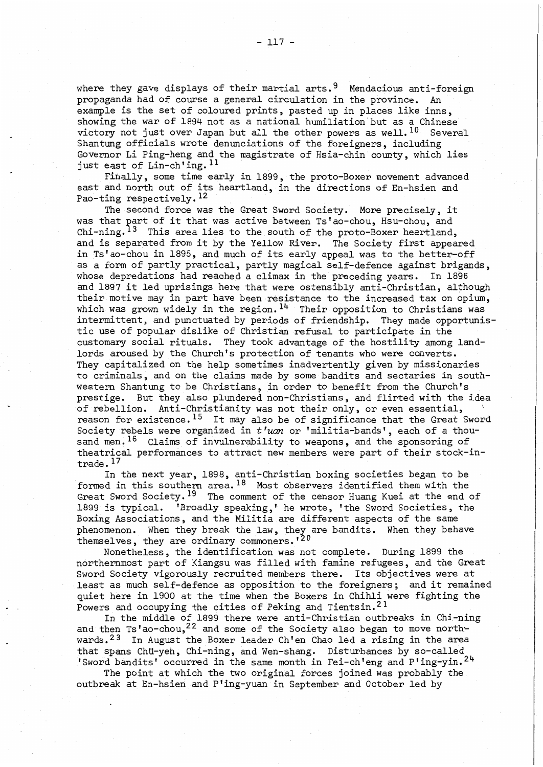where they gave displays of their martial arts.[9] Mendacious anti-foreign propaganda had of course a general circulation in the province. An example is the set of coloured prints, pasted up in places like inns, showing the war of 1894 not as a national humiliation but as a Chinese victory not just over Japan but all the other powers as well.[10] Several Shantung officials wrote denunciations of the foreigners, including Governor Li Ping-heng and the magistrate of Hsia-chin county, which lies just east of Lin-ch'ing.[11]

Finally, some time early in 1899, the proto-Boxer movement advanced east and north out of its heartland, in the directions of En-hsien and Pao-ting respectively.[12]

The second force was the Great Sword Society. More precisely, it was that part of it that was active between Ts'ao-chou, Hsu-chou, and Chi-ning.[13] This area lies to the south of the proto-Boxer heartland, and is separated from it by the Yellow River. The Society first appeared in Ts'ao-chou in 1895, and much of its early appeal was to the better-off as a form of partly practical, partly magical self-defence against brigands, whose depredations had reached a climax in the preceding years. In 1896 and 1897 it led uprisings here that were ostensibly anti-Christian, although their motive may in part have been resistance to the increased tax on opium, which was grown widely in the region.[14] Their opposition to Christians was intermittent, and punctuated by periods of friendship. They made opportunistic use of popular dislike of Christian refusal to participate in the customary social rituals. They took advantage of the hostility among landlords aroused by the Church's protection of tenants who were converts. They capitalized on the help sometimes inadvertently given by missionaries to criminals, and on the claims made by some bandits and sectaries in south-western Shantung to be Christians, in order to benefit from the Church's prestige. But they also plundered non-Christians, and flirted with the idea of rebellion. Anti-Christianity was not their only, or even essential, reason for existence.[15] It may also be of significance that the Great Sword Society rebels were organized in *t'uan* or 'militia-bands', each of a thousand men.[16] Claims of invulnerability to weapons, and the sponsoring of theatrical performances to attract new members were part of their stock-in-trade.[17]

In the next year, 1898, anti-Christian boxing societies began to be formed in this southern area.[18] Most observers identified them with the Great Sword Society.[19] The comment of the censor Huang Kuei at the end of 1899 is typical. 'Broadly speaking,' he wrote, 'the Sword Societies, the Boxing Associations, and the Militia are different aspects of the same phenomenon. When they break the law, they are bandits. When they behave themselves, they are ordinary commoners.'[20]

Nonetheless, the identification was not complete. During 1899 the northernmost part of Kiangsu was filled with famine refugees, and the Great Sword Society vigorously recruited members there. Its objectives were at least as much self-defence as opposition to the foreigners; and it remained quiet here in 1900 at the time when the Boxers in Chihli were fighting the Powers and occupying the cities of Peking and Tientsin.[21]

In the middle of 1899 there were anti-Christian outbreaks in Chi-ning and then Ts'ao-chou,[22] and some of the Society also began to move northwards.[23] In August the Boxer leader Ch'en Chao led a rising in the area that spans Chü-yeh, Chi-ning, and Wen-shang. Disturbances by so-called 'Sword bandits' occurred in the same month in Fei-ch'eng and P'ing-yin.[24]

The point at which the two original forces joined was probably the outbreak at En-hsien and P'ing-yuan in September and October led by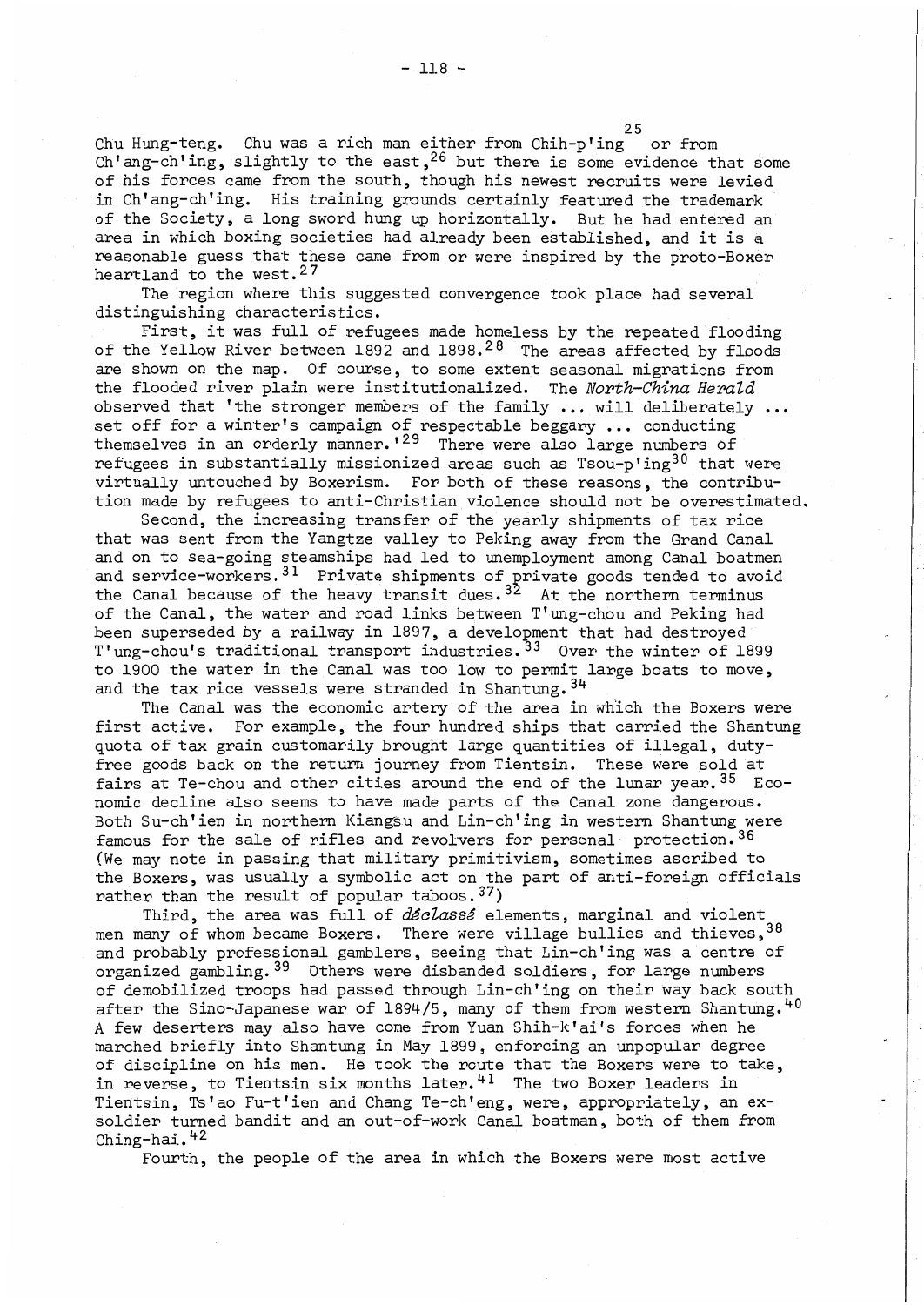Chu Hung-teng. Chu was a rich man either from Chih-p'ing[25] or from Ch'ang-ch'ing, slightly to the east,[26] but there is some evidence that some of his forces came from the south, though his newest recruits were levied in Ch'ang-ch'ing. His training grounds certainly featured the trademark of the Society, a long sword hung up horizontally. But he had entered an area in which boxing societies had already been established, and it is a reasonable guess that these came from or were inspired by the proto-Boxer heartland to the west.[27]

The region where this suggested convergence took place had several distinguishing characteristics.

First, it was full of refugees made homeless by the repeated flooding of the Yellow River between 1892 and 1898.[28] The areas affected by floods are shown on the map. Of course, to some extent seasonal migrations from the flooded river plain were institutionalized. The *North-China Herald* observed that 'the stronger members of the family ... will deliberately ... set off for a winter's campaign of respectable beggary ... conducting themselves in an orderly manner.'[29] There were also large numbers of refugees in substantially missionized areas such as Tsou-p'ing[30] that were virtually untouched by Boxerism. For both of these reasons, the contribution made by refugees to anti-Christian violence should not be overestimated.

Second, the increasing transfer of the yearly shipments of tax rice that was sent from the Yangtze valley to Peking away from the Grand Canal and on to sea-going steamships had led to unemployment among Canal boatmen and service-workers.[31] Private shipments of private goods tended to avoid the Canal because of the heavy transit dues.[32] At the northern terminus of the Canal, the water and road links between T'ung-chou and Peking had been superseded by a railway in 1897, a development that had destroyed T'ung-chou's traditional transport industries.[33] Over the winter of 1899 to 1900 the water in the Canal was too low to permit large boats to move, and the tax rice vessels were stranded in Shantung.[34]

The Canal was the economic artery of the area in which the Boxers were first active. For example, the four hundred ships that carried the Shantung quota of tax grain customarily brought large quantities of illegal, duty-free goods back on the return journey from Tientsin. These were sold at fairs at Te-chou and other cities around the end of the lunar year.[35] Economic decline also seems to have made parts of the Canal zone dangerous. Both Su-ch'ien in northern Kiangsu and Lin-ch'ing in western Shantung were famous for the sale of rifles and revolvers for personal protection.[36] (We may note in passing that military primitivism, sometimes ascribed to the Boxers, was usually a symbolic act on the part of anti-foreign officials rather than the result of popular taboos.[37])

Third, the area was full of *déclassé* elements, marginal and violent men many of whom became Boxers. There were village bullies and thieves,[38] and probably professional gamblers, seeing that Lin-ch'ing was a centre of organized gambling.[39] Others were disbanded soldiers, for large numbers of demobilized troops had passed through Lin-ch'ing on their way back south after the Sino-Japanese war of 1894/5, many of them from western Shantung.[40] A few deserters may also have come from Yuan Shih-k'ai's forces when he marched briefly into Shantung in May 1899, enforcing an unpopular degree of discipline on his men. He took the route that the Boxers were to take, in reverse, to Tientsin six months later.[41] The two Boxer leaders in Tientsin, Ts'ao Fu-t'ien and Chang Te-ch'eng, were, appropriately, an ex-soldier turned bandit and an out-of-work Canal boatman, both of them from Ching-hai.[42]

Fourth, the people of the area in which the Boxers were most active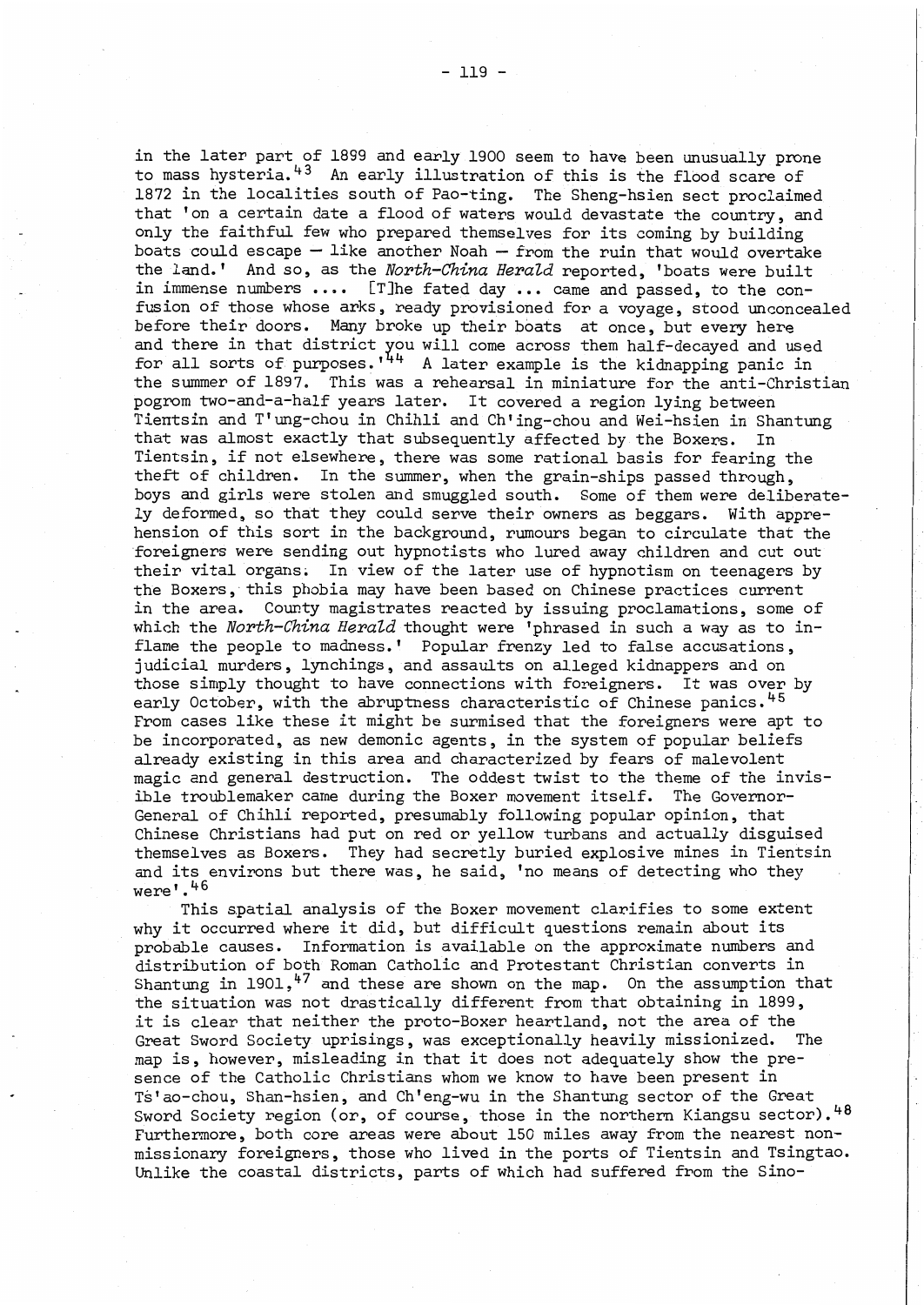in the later part of 1899 and early 1900 seem to have been unusually prone to mass hysteria.[43] An early illustration of this is the flood scare of 1872 in the localities south of Pao-ting. The Sheng-hsien sect proclaimed that 'on a certain date a flood of waters would devastate the country, and only the faithful few who prepared themselves for its coming by building boats could escape — like another Noah — from the ruin that would overtake the land.' And so, as the *North-China Herald* reported, 'boats were built in immense numbers .... [T]he fated day ... came and passed, to the confusion of those whose arks, ready provisioned for a voyage, stood unconcealed before their doors. Many broke up their boats at once, but every here and there in that district you will come across them half-decayed and used for all sorts of purposes.'[44] A later example is the kidnapping panic in the summer of 1897. This was a rehearsal in miniature for the anti-Christian pogrom two-and-a-half years later. It covered a region lying between Tientsin and T'ung-chou in Chihli and Ch'ing-chou and Wei-hsien in Shantung that was almost exactly that subsequently affected by the Boxers. In Tientsin, if not elsewhere, there was some rational basis for fearing the theft of children. In the summer, when the grain-ships passed through, boys and girls were stolen and smuggled south. Some of them were deliberately deformed, so that they could serve their owners as beggars. With apprehension of this sort in the background, rumours began to circulate that the foreigners were sending out hypnotists who lured away children and cut out their vital organs. In view of the later use of hypnotism on teenagers by the Boxers, this phobia may have been based on Chinese practices current in the area. County magistrates reacted by issuing proclamations, some of which the *North-China Herald* thought were 'phrased in such a way as to inflame the people to madness.' Popular frenzy led to false accusations, judicial murders, lynchings, and assaults on alleged kidnappers and on those simply thought to have connections with foreigners. It was over by early October, with the abruptness characteristic of Chinese panics.[45] From cases like these it might be surmised that the foreigners were apt to be incorporated, as new demonic agents, in the system of popular beliefs already existing in this area and characterized by fears of malevolent magic and general destruction. The oddest twist to the theme of the invisible troublemaker came during the Boxer movement itself. The Governor-General of Chihli reported, presumably following popular opinion, that Chinese Christians had put on red or yellow turbans and actually disguised themselves as Boxers. They had secretly buried explosive mines in Tientsin and its environs but there was, he said, 'no means of detecting who they were'.[46]

This spatial analysis of the Boxer movement clarifies to some extent why it occurred where it did, but difficult questions remain about its probable causes. Information is available on the approximate numbers and distribution of both Roman Catholic and Protestant Christian converts in Shantung in 1901,[47] and these are shown on the map. On the assumption that the situation was not drastically different from that obtaining in 1899, it is clear that neither the proto-Boxer heartland, not the area of the Great Sword Society uprisings, was exceptionally heavily missionized. The map is, however, misleading in that it does not adequately show the presence of the Catholic Christians whom we know to have been present in Ts'ao-chou, Shan-hsien, and Ch'eng-wu in the Shantung sector of the Great Sword Society region (or, of course, those in the northern Kiangsu sector).[48] Furthermore, both core areas were about 150 miles away from the nearest non-missionary foreigners, those who lived in the ports of Tientsin and Tsingtao. Unlike the coastal districts, parts of which had suffered from the Sino-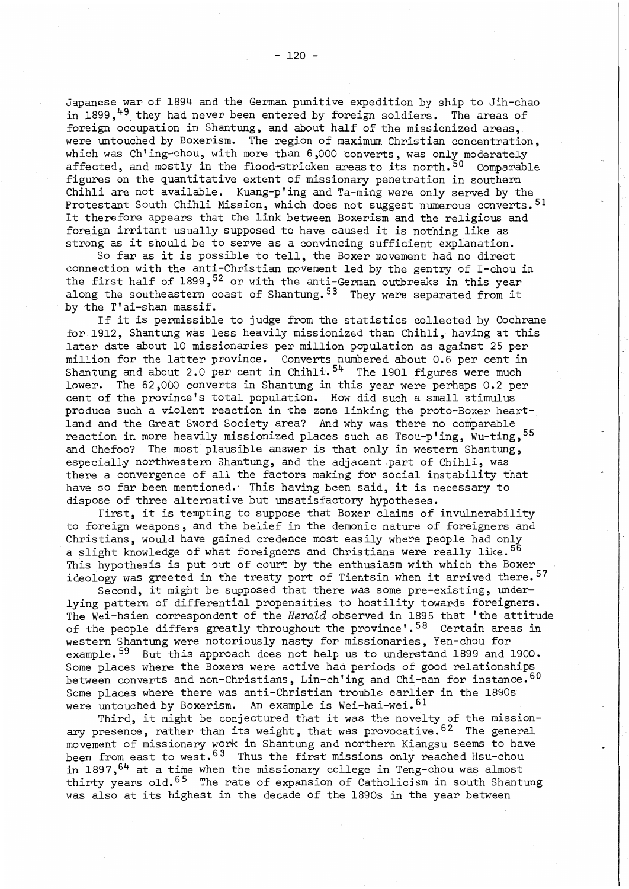Japanese war of 1894 and the German punitive expedition by ship to Jih-chao in 1899,[49] they had never been entered by foreign soldiers. The areas of foreign occupation in Shantung, and about half of the missionized areas, were untouched by Boxerism. The region of maximum Christian concentration, which was Ch'ing-chou, with more than 6,000 converts, was only moderately affected, and mostly in the flood-stricken areas to its north.[50] Comparable figures on the quantitative extent of missionary penetration in southern Chihli are not available. Kuang-p'ing and Ta-ming were only served by the Protestant South Chihli Mission, which does not suggest numerous converts.[51] It therefore appears that the link between Boxerism and the religious and foreign irritant usually supposed to have caused it is nothing like as strong as it should be to serve as a convincing sufficient explanation.

So far as it is possible to tell, the Boxer movement had no direct connection with the anti-Christian movement led by the gentry of I-chou in the first half of 1899,[52] or with the anti-German outbreaks in this year along the southeastern coast of Shantung.[53] They were separated from it by the T'ai-shan massif.

If it is permissible to judge from the statistics collected by Cochrane for 1912, Shantung was less heavily missionized than Chihli, having at this later date about 10 missionaries per million population as against 25 per million for the latter province. Converts numbered about 0.6 per cent in Shantung and about 2.0 per cent in Chihli.[54] The 1901 figures were much lower. The 62,000 converts in Shantung in this year were perhaps 0.2 per cent of the province's total population. How did such a small stimulus produce such a violent reaction in the zone linking the proto-Boxer heartland and the Great Sword Society area? And why was there no comparable reaction in more heavily missionized places such as Tsou-p'ing, Wu-ting,[55] and Chefoo? The most plausible answer is that only in western Shantung, especially northwestern Shantung, and the adjacent part of Chihli, was there a convergence of all the factors making for social instability that have so far been mentioned. This having been said, it is necessary to dispose of three alternative but unsatisfactory hypotheses.

First, it is tempting to suppose that Boxer claims of invulnerability to foreign weapons, and the belief in the demonic nature of foreigners and Christians, would have gained credence most easily where people had only a slight knowledge of what foreigners and Christians were really like.[56] This hypothesis is put out of court by the enthusiasm with which the Boxer ideology was greeted in the treaty port of Tientsin when it arrived there.[57]

Second, it might be supposed that there was some pre-existing, underlying pattern of differential propensities to hostility towards foreigners. The Wei-hsien correspondent of the *Herald* observed in 1895 that 'the attitude of the people differs greatly throughout the province'.[58] Certain areas in western Shantung were notoriously nasty for missionaries, Yen-chou for example.[59] But this approach does not help us to understand 1899 and 1900. Some places where the Boxers were active had periods of good relationships between converts and non-Christians, Lin-ch'ing and Chi-nan for instance.[60] Some places where there was anti-Christian trouble earlier in the 1890s were untouched by Boxerism. An example is Wei-hai-wei.[61]

Third, it might be conjectured that it was the novelty of the missionary presence, rather than its weight, that was provocative.[62] The general movement of missionary work in Shantung and northern Kiangsu seems to have been from east to west.[63] Thus the first missions only reached Hsu-chou in 1897,[64] at a time when the missionary college in Teng-chou was almost thirty years old.[65] The rate of expansion of Catholicism in south Shantung was also at its highest in the decade of the 1890s in the year between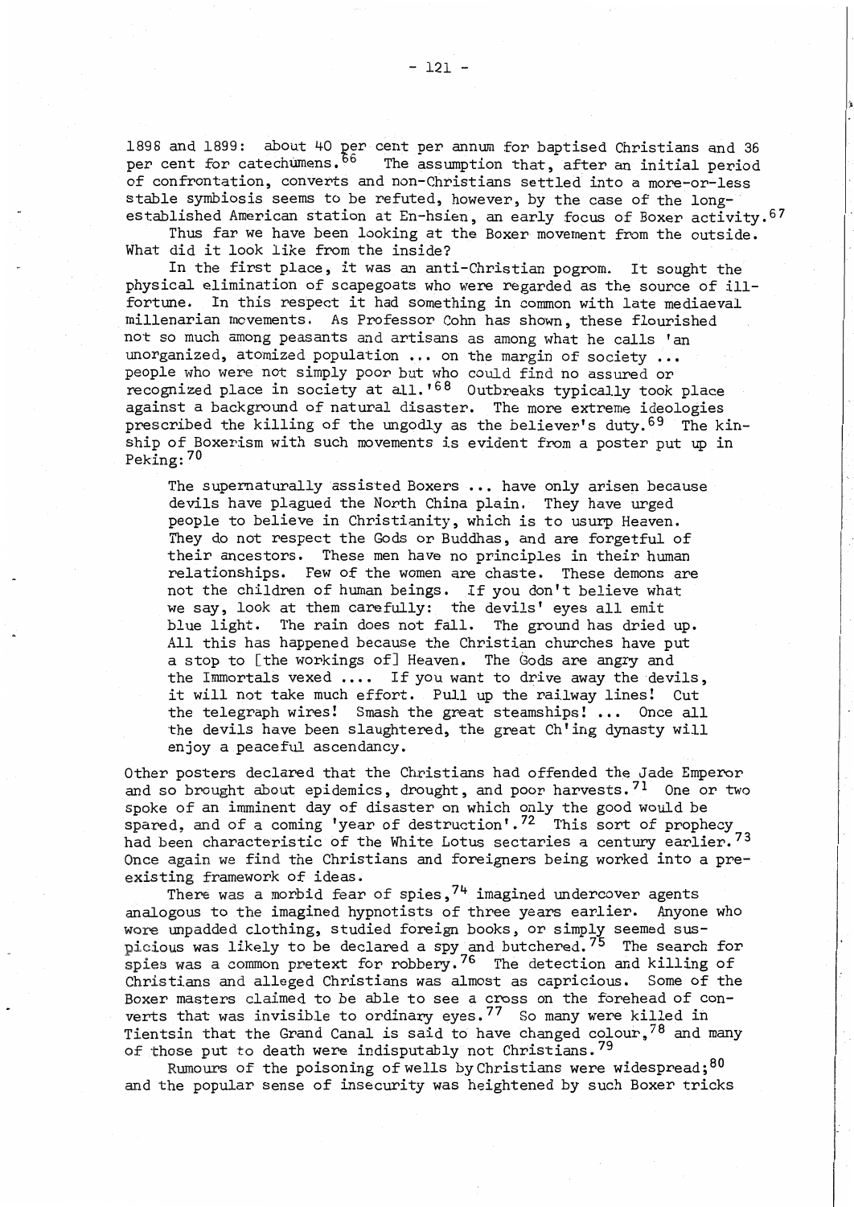1898 and 1899: about 40 per cent per annum for baptised Christians and 36 per cent for catechumens.[66] The assumption that, after an initial period of confrontation, converts and non-Christians settled into a more-or-less stable symbiosis seems to be refuted, however, by the case of the long-established American station at En-hsien, an early focus of Boxer activity.[67]

Thus far we have been looking at the Boxer movement from the outside. What did it look like from the inside?

In the first place, it was an anti-Christian pogrom. It sought the physical elimination of scapegoats who were regarded as the source of ill-fortune. In this respect it had something in common with late mediaeval millenarian movements. As Professor Cohn has shown, these flourished not so much among peasants and artisans as among what he calls 'an unorganized, atomized population ... on the margin of society ... people who were not simply poor but who could find no assured or recognized place in society at all.'[68] Outbreaks typically took place against a background of natural disaster. The more extreme ideologies prescribed the killing of the ungodly as the believer's duty.[69] The kinship of Boxerism with such movements is evident from a poster put up in Peking:[70]

> The supernaturally assisted Boxers ... have only arisen because devils have plagued the North China plain. They have urged people to believe in Christianity, which is to usurp Heaven. They do not respect the Gods or Buddhas, and are forgetful of their ancestors. These men have no principles in their human relationships. Few of the women are chaste. These demons are not the children of human beings. If you don't believe what we say, look at them carefully: the devils' eyes all emit blue light. The rain does not fall. The ground has dried up. All this has happened because the Christian churches have put a stop to [the workings of] Heaven. The Gods are angry and the Immortals vexed .... If you want to drive away the devils, it will not take much effort. Pull up the railway lines! Cut the telegraph wires! Smash the great steamships! ... Once all the devils have been slaughtered, the great Ch'ing dynasty will enjoy a peaceful ascendancy.

Other posters declared that the Christians had offended the Jade Emperor and so brought about epidemics, drought, and poor harvests.[71] One or two spoke of an imminent day of disaster on which only the good would be spared, and of a coming 'year of destruction'.[72] This sort of prophecy had been characteristic of the White Lotus sectaries a century earlier.[73] Once again we find the Christians and foreigners being worked into a pre-existing framework of ideas.

There was a morbid fear of spies,[74] imagined undercover agents analogous to the imagined hypnotists of three years earlier. Anyone who wore unpadded clothing, studied foreign books, or simply seemed suspicious was likely to be declared a spy and butchered.[75] The search for spies was a common pretext for robbery.[76] The detection and killing of Christians and alleged Christians was almost as capricious. Some of the Boxer masters claimed to be able to see a cross on the forehead of converts that was invisible to ordinary eyes.[77] So many were killed in Tientsin that the Grand Canal is said to have changed colour,[78] and many of those put to death were indisputably not Christians.[79]

Rumours of the poisoning of wells by Christians were widespread;[80] and the popular sense of insecurity was heightened by such Boxer tricks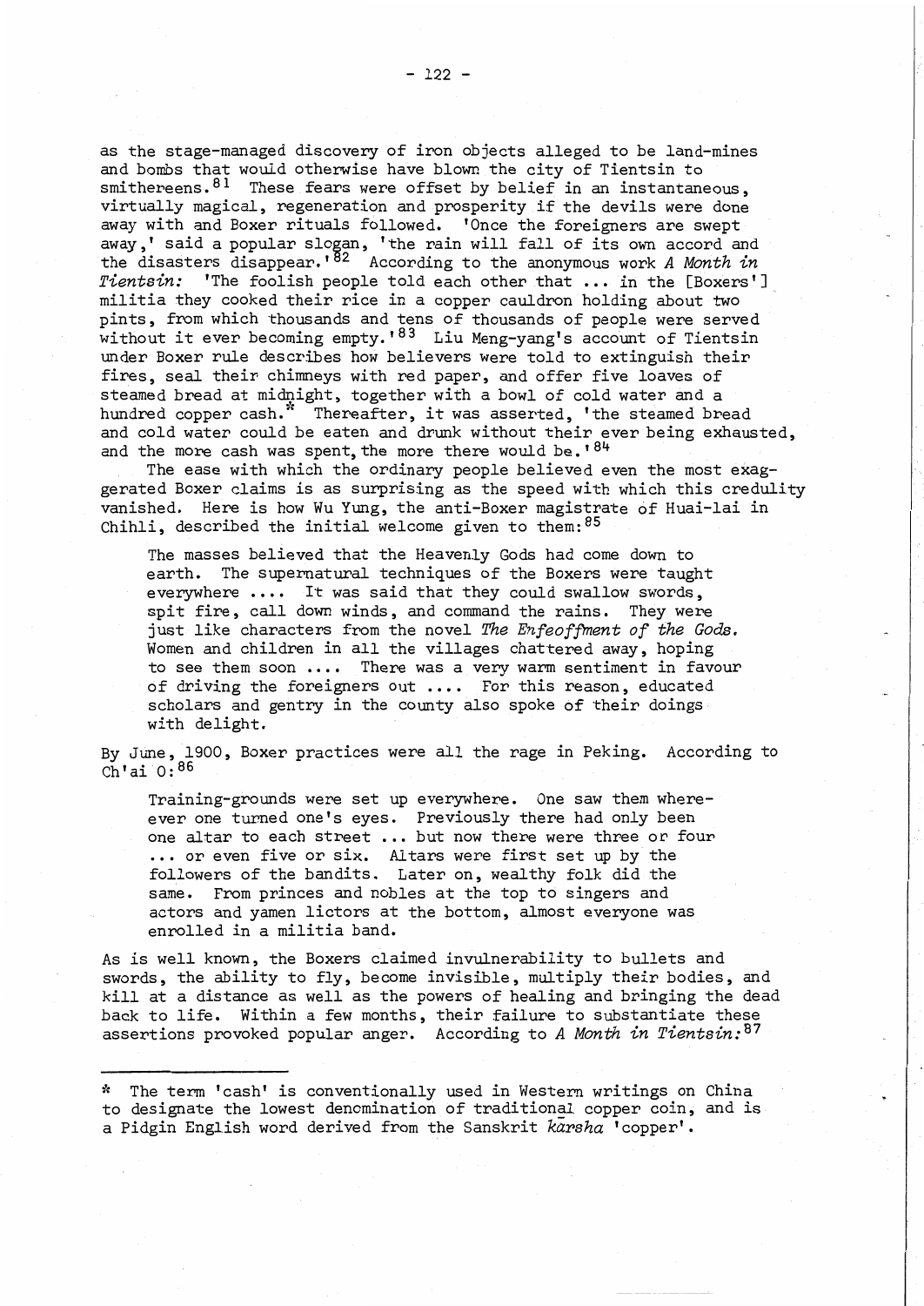as the stage-managed discovery of iron objects alleged to be land-mines and bombs that would otherwise have blown the city of Tientsin to smithereens.[81] These fears were offset by belief in an instantaneous, virtually magical, regeneration and prosperity if the devils were done away with and Boxer rituals followed. 'Once the foreigners are swept away,' said a popular slogan, 'the rain will fall of its own accord and the disasters disappear.'[82] According to the anonymous work *A Month in Tientsin*: 'The foolish people told each other that ... in the [Boxers'] militia they cooked their rice in a copper cauldron holding about two pints, from which thousands and tens of thousands of people were served without it ever becoming empty.'[83] Liu Meng-yang's account of Tientsin under Boxer rule describes how believers were told to extinguish their fires, seal their chimneys with red paper, and offer five loaves of steamed bread at midnight, together with a bowl of cold water and a hundred copper cash.* Thereafter, it was asserted, 'the steamed bread and cold water could be eaten and drunk without their ever being exhausted, and the more cash was spent, the more there would be.'[84]

The ease with which the ordinary people believed even the most exaggerated Boxer claims is as surprising as the speed with which this credulity vanished. Here is how Wu Yung, the anti-Boxer magistrate of Huai-lai in Chihli, described the initial welcome given to them:[85]

> The masses believed that the Heavenly Gods had come down to earth. The supernatural techniques of the Boxers were taught everywhere .... It was said that they could swallow swords, spit fire, call down winds, and command the rains. They were just like characters from the novel *The Enfeoffment of the Gods*. Women and children in all the villages chattered away, hoping to see them soon .... There was a very warm sentiment in favour of driving the foreigners out .... For this reason, educated scholars and gentry in the county also spoke of their doings with delight.

By June, 1900, Boxer practices were all the rage in Peking. According to Ch'ai O:[86]

> Training-grounds were set up everywhere. One saw them whereever one turned one's eyes. Previously there had only been one altar to each street ... but now there were three or four ... or even five or six. Altars were first set up by the followers of the bandits. Later on, wealthy folk did the same. From princes and nobles at the top to singers and actors and yamen lictors at the bottom, almost everyone was enrolled in a militia band.

As is well known, the Boxers claimed invulnerability to bullets and swords, the ability to fly, become invisible, multiply their bodies, and kill at a distance as well as the powers of healing and bringing the dead back to life. Within a few months, their failure to substantiate these assertions provoked popular anger. According to *A Month in Tientsin*:[87]

---

\* The term 'cash' is conventionally used in Western writings on China to designate the lowest denomination of traditional copper coin, and is a Pidgin English word derived from the Sanskrit *kārsha* 'copper'.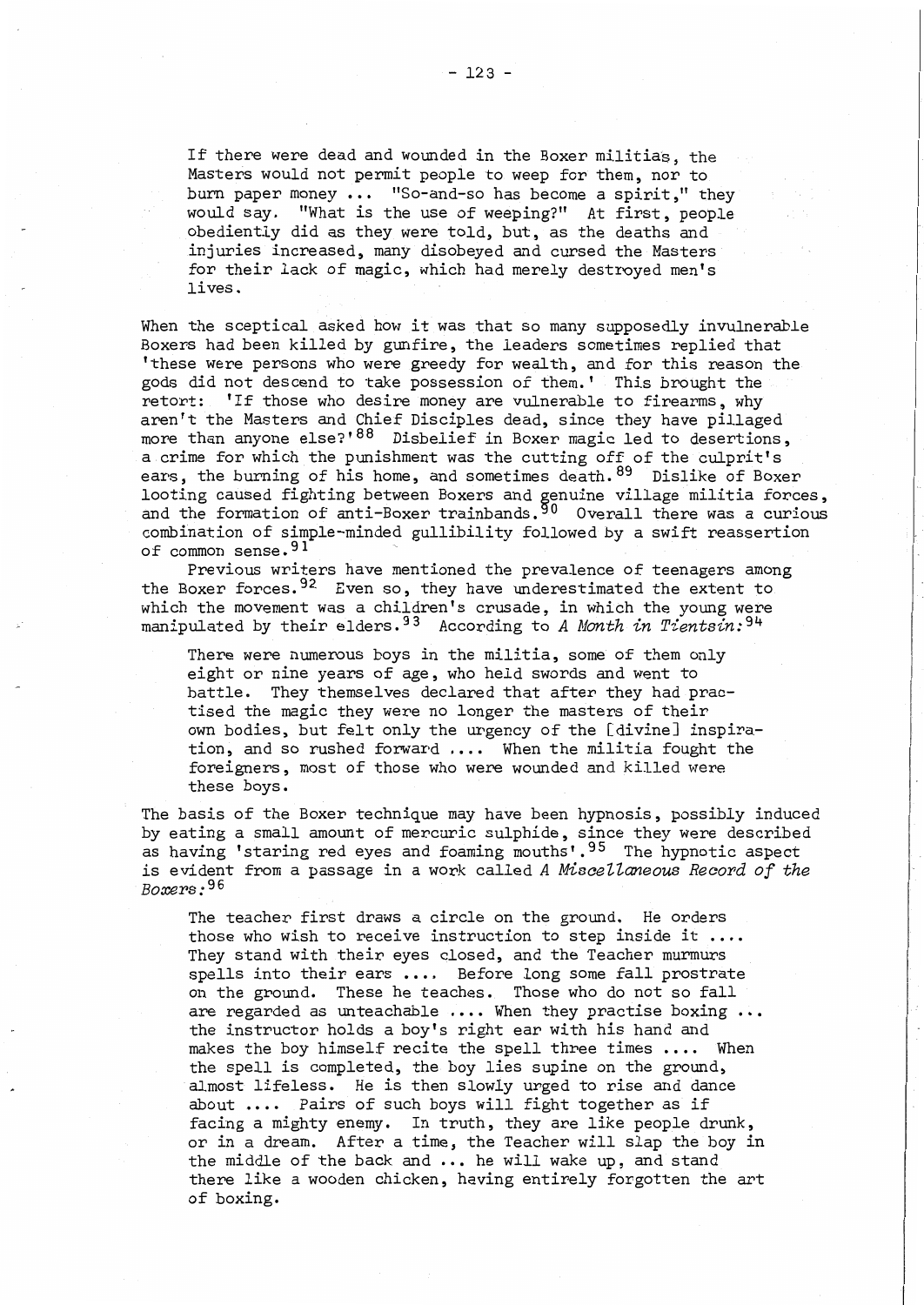> If there were dead and wounded in the Boxer militias, the Masters would not permit people to weep for them, nor to burn paper money ... "So-and-so has become a spirit," they would say. "What is the use of weeping?" At first, people obediently did as they were told, but, as the deaths and injuries increased, many disobeyed and cursed the Masters for their lack of magic, which had merely destroyed men's lives.

When the sceptical asked how it was that so many supposedly invulnerable Boxers had been killed by gunfire, the leaders sometimes replied that 'these were persons who were greedy for wealth, and for this reason the gods did not descend to take possession of them.' This brought the retort: 'If those who desire money are vulnerable to firearms, why aren't the Masters and Chief Disciples dead, since they have pillaged more than anyone else?'[88] Disbelief in Boxer magic led to desertions, a crime for which the punishment was the cutting off of the culprit's ears, the burning of his home, and sometimes death.[89] Dislike of Boxer looting caused fighting between Boxers and genuine village militia forces, and the formation of anti-Boxer trainbands.[90] Overall there was a curious combination of simple-minded gullibility followed by a swift reassertion of common sense.[91]

Previous writers have mentioned the prevalence of teenagers among the Boxer forces.[92] Even so, they have underestimated the extent to which the movement was a children's crusade, in which the young were manipulated by their elders.[93] According to *A Month in Tientsin:*[94]

> There were numerous boys in the militia, some of them only eight or nine years of age, who held swords and went to battle. They themselves declared that after they had practised the magic they were no longer the masters of their own bodies, but felt only the urgency of the [divine] inspiration, and so rushed forward .... When the militia fought the foreigners, most of those who were wounded and killed were these boys.

The basis of the Boxer technique may have been hypnosis, possibly induced by eating a small amount of mercuric sulphide, since they were described as having 'staring red eyes and foaming mouths'.[95] The hypnotic aspect is evident from a passage in a work called *A Miscellaneous Record of the Boxers:*[96]

> The teacher first draws a circle on the ground. He orders those who wish to receive instruction to step inside it .... They stand with their eyes closed, and the Teacher murmurs spells into their ears .... Before long some fall prostrate on the ground. These he teaches. Those who do not so fall are regarded as unteachable .... When they practise boxing ... the instructor holds a boy's right ear with his hand and makes the boy himself recite the spell three times .... When the spell is completed, the boy lies supine on the ground, almost lifeless. He is then slowly urged to rise and dance about .... Pairs of such boys will fight together as if facing a mighty enemy. In truth, they are like people drunk, or in a dream. After a time, the Teacher will slap the boy in the middle of the back and ... he will wake up, and stand there like a wooden chicken, having entirely forgotten the art of boxing.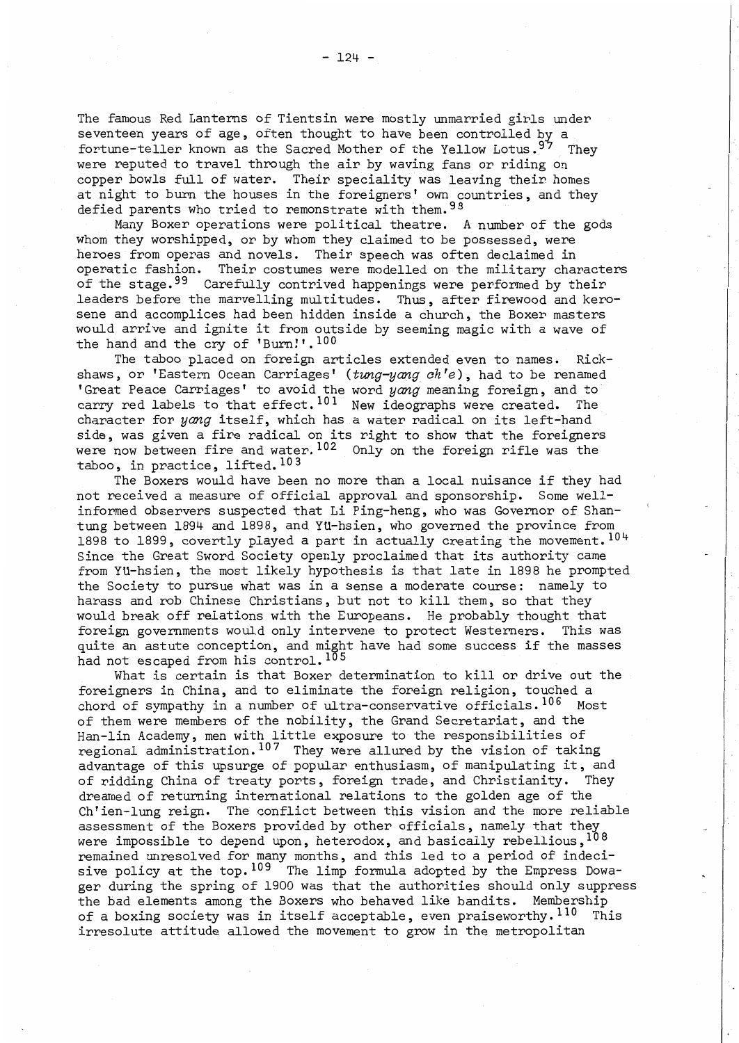The famous Red Lanterns of Tientsin were mostly unmarried girls under seventeen years of age, often thought to have been controlled by a fortune-teller known as the Sacred Mother of the Yellow Lotus.[97] They were reputed to travel through the air by waving fans or riding on copper bowls full of water. Their speciality was leaving their homes at night to burn the houses in the foreigners' own countries, and they defied parents who tried to remonstrate with them.[98]

Many Boxer operations were political theatre. A number of the gods whom they worshipped, or by whom they claimed to be possessed, were heroes from operas and novels. Their speech was often declaimed in operatic fashion. Their costumes were modelled on the military characters of the stage.[99] Carefully contrived happenings were performed by their leaders before the marvelling multitudes. Thus, after firewood and kerosene and accomplices had been hidden inside a church, the Boxer masters would arrive and ignite it from outside by seeming magic with a wave of the hand and the cry of 'Burn!'.[100]

The taboo placed on foreign articles extended even to names. Rickshaws, or 'Eastern Ocean Carriages' (*tung-yang ch'e*), had to be renamed 'Great Peace Carriages' to avoid the word *yang* meaning foreign, and to carry red labels to that effect.[101] New ideographs were created. The character for *yang* itself, which has a water radical on its left-hand side, was given a fire radical on its right to show that the foreigners were now between fire and water.[102] Only on the foreign rifle was the taboo, in practice, lifted.[103]

The Boxers would have been no more than a local nuisance if they had not received a measure of official approval and sponsorship. Some well-informed observers suspected that Li Ping-heng, who was Governor of Shantung between 1894 and 1898, and Yü-hsien, who governed the province from 1898 to 1899, covertly played a part in actually creating the movement.[104] Since the Great Sword Society openly proclaimed that its authority came from Yü-hsien, the most likely hypothesis is that late in 1898 he prompted the Society to pursue what was in a sense a moderate course: namely to harass and rob Chinese Christians, but not to kill them, so that they would break off relations with the Europeans. He probably thought that foreign governments would only intervene to protect Westerners. This was quite an astute conception, and might have had some success if the masses had not escaped from his control.[105]

What is certain is that Boxer determination to kill or drive out the foreigners in China, and to eliminate the foreign religion, touched a chord of sympathy in a number of ultra-conservative officials.[106] Most of them were members of the nobility, the Grand Secretariat, and the Han-lin Academy, men with little exposure to the responsibilities of regional administration.[107] They were allured by the vision of taking advantage of this upsurge of popular enthusiasm, of manipulating it, and of ridding China of treaty ports, foreign trade, and Christianity. They dreamed of returning international relations to the golden age of the Ch'ien-lung reign. The conflict between this vision and the more reliable assessment of the Boxers provided by other officials, namely that they were impossible to depend upon, heterodox, and basically rebellious,[108] remained unresolved for many months, and this led to a period of indecisive policy at the top.[109] The limp formula adopted by the Empress Dowager during the spring of 1900 was that the authorities should only suppress the bad elements among the Boxers who behaved like bandits. Membership of a boxing society was in itself acceptable, even praiseworthy.[110] This irresolute attitude allowed the movement to grow in the metropolitan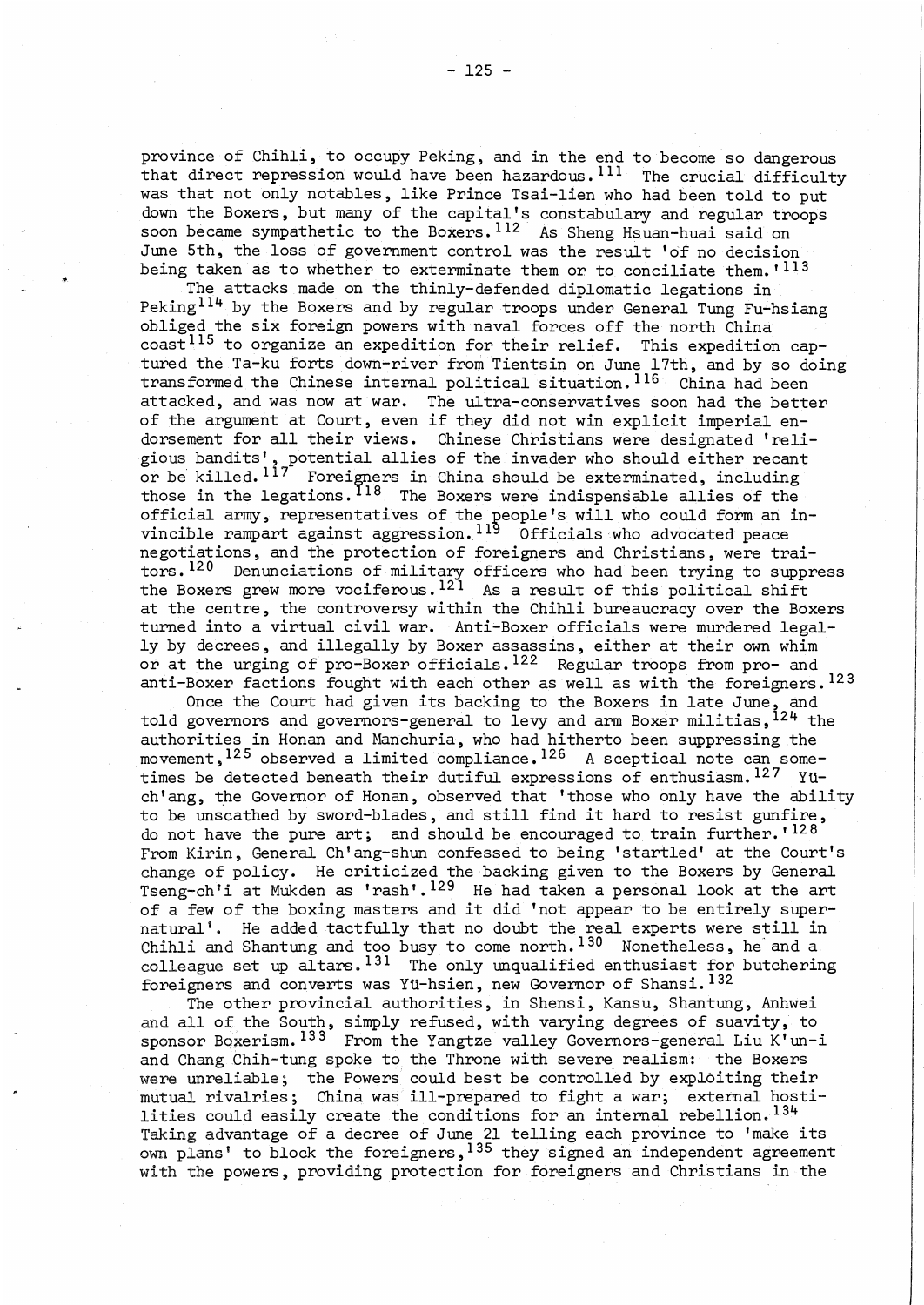province of Chihli, to occupy Peking, and in the end to become so dangerous that direct repression would have been hazardous.[111] The crucial difficulty was that not only notables, like Prince Tsai-lien who had been told to put down the Boxers, but many of the capital's constabulary and regular troops soon became sympathetic to the Boxers.[112] As Sheng Hsuan-huai said on June 5th, the loss of government control was the result 'of no decision being taken as to whether to exterminate them or to conciliate them.'[113]

The attacks made on the thinly-defended diplomatic legations in Peking[114] by the Boxers and by regular troops under General Tung Fu-hsiang obliged the six foreign powers with naval forces off the north China coast[115] to organize an expedition for their relief. This expedition captured the Ta-ku forts down-river from Tientsin on June 17th, and by so doing transformed the Chinese internal political situation.[116] China had been attacked, and was now at war. The ultra-conservatives soon had the better of the argument at Court, even if they did not win explicit imperial endorsement for all their views. Chinese Christians were designated 'religious bandits', potential allies of the invader who should either recant or be killed.[117] Foreigners in China should be exterminated, including those in the legations.[118] The Boxers were indispensable allies of the official army, representatives of the people's will who could form an invincible rampart against aggression.[119] Officials who advocated peace negotiations, and the protection of foreigners and Christians, were traitors.[120] Denunciations of military officers who had been trying to suppress the Boxers grew more vociferous.[121] As a result of this political shift at the centre, the controversy within the Chihli bureaucracy over the Boxers turned into a virtual civil war. Anti-Boxer officials were murdered legally by decrees, and illegally by Boxer assassins, either at their own whim or at the urging of pro-Boxer officials.[122] Regular troops from pro- and anti-Boxer factions fought with each other as well as with the foreigners.[123]

Once the Court had given its backing to the Boxers in late June, and told governors and governors-general to levy and arm Boxer militias,[124] the authorities in Honan and Manchuria, who had hitherto been suppressing the movement,[125] observed a limited compliance.[126] A sceptical note can sometimes be detected beneath their dutiful expressions of enthusiasm.[127] Yü-ch'ang, the Governor of Honan, observed that 'those who only have the ability to be unscathed by sword-blades, and still find it hard to resist gunfire, do not have the pure art; and should be encouraged to train further.'[128] From Kirin, General Ch'ang-shun confessed to being 'startled' at the Court's change of policy. He criticized the backing given to the Boxers by General Tseng-ch'i at Mukden as 'rash'.[129] He had taken a personal look at the art of a few of the boxing masters and it did 'not appear to be entirely supernatural'. He added tactfully that no doubt the real experts were still in Chihli and Shantung and too busy to come north.[130] Nonetheless, he and a colleague set up altars.[131] The only unqualified enthusiast for butchering foreigners and converts was Yü-hsien, new Governor of Shansi.[132]

The other provincial authorities, in Shensi, Kansu, Shantung, Anhwei and all of the South, simply refused, with varying degrees of suavity, to sponsor Boxerism.[133] From the Yangtze valley Governors-general Liu K'un-i and Chang Chih-tung spoke to the Throne with severe realism: the Boxers were unreliable; the Powers could best be controlled by exploiting their mutual rivalries; China was ill-prepared to fight a war; external hostilities could easily create the conditions for an internal rebellion.[134] Taking advantage of a decree of June 21 telling each province to 'make its own plans' to block the foreigners,[135] they signed an independent agreement with the powers, providing protection for foreigners and Christians in the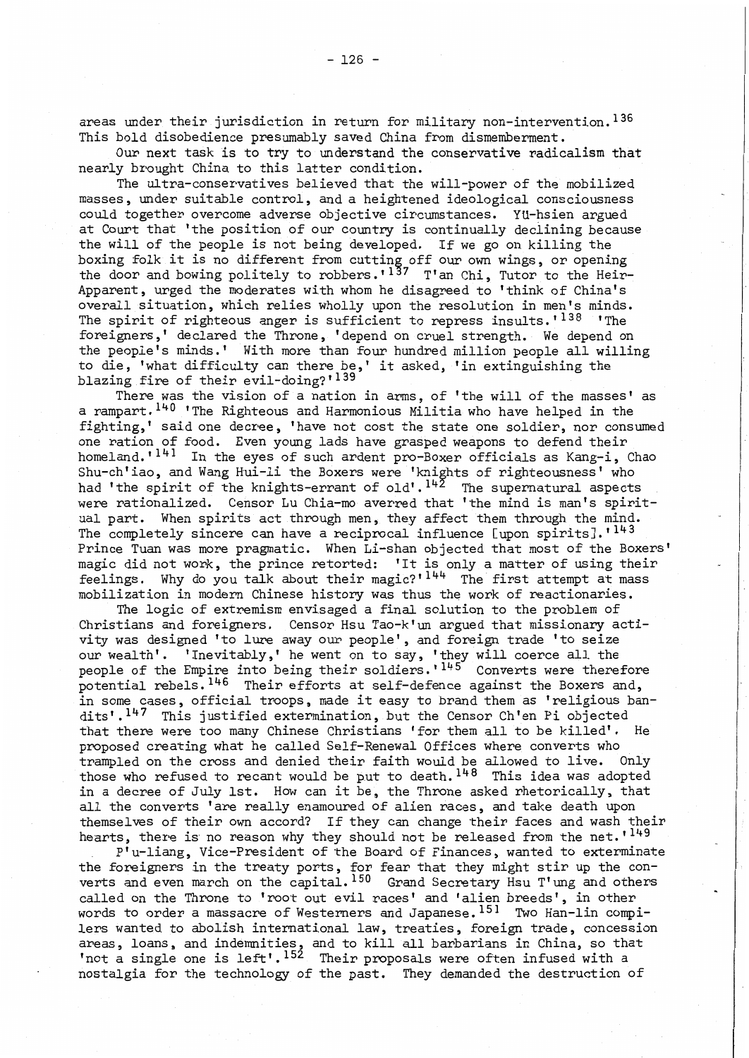areas under their jurisdiction in return for military non-intervention.[136] This bold disobedience presumably saved China from dismemberment.

Our next task is to try to understand the conservative radicalism that nearly brought China to this latter condition.

The ultra-conservatives believed that the will-power of the mobilized masses, under suitable control, and a heightened ideological consciousness could together overcome adverse objective circumstances. Yü-hsien argued at Court that 'the position of our country is continually declining because the will of the people is not being developed. If we go on killing the boxing folk it is no different from cutting off our own wings, or opening the door and bowing politely to robbers.'[137] T'an Chi, Tutor to the Heir-Apparent, urged the moderates with whom he disagreed to 'think of China's overall situation, which relies wholly upon the resolution in men's minds. The spirit of righteous anger is sufficient to repress insults.'[138] 'The foreigners,' declared the Throne, 'depend on cruel strength. We depend on the people's minds.' With more than four hundred million people all willing to die, 'what difficulty can there be,' it asked, 'in extinguishing the blazing fire of their evil-doing?'[139]

There was the vision of a nation in arms, of 'the will of the masses' as a rampart.[140] 'The Righteous and Harmonious Militia who have helped in the fighting,' said one decree, 'have not cost the state one soldier, nor consumed one ration of food. Even young lads have grasped weapons to defend their homeland.'[141] In the eyes of such ardent pro-Boxer officials as Kang-i, Chao Shu-ch'iao, and Wang Hui-li the Boxers were 'knights of righteousness' who had 'the spirit of the knights-errant of old'.[142] The supernatural aspects were rationalized. Censor Lu Chia-mo averred that 'the mind is man's spiritual part. When spirits act through men, they affect them through the mind. The completely sincere can have a reciprocal influence [upon spirits].'[143] Prince Tuan was more pragmatic. When Li-shan objected that most of the Boxers' magic did not work, the prince retorted: 'It is only a matter of using their feelings. Why do you talk about their magic?'[144] The first attempt at mass mobilization in modern Chinese history was thus the work of reactionaries.

The logic of extremism envisaged a final solution to the problem of Christians and foreigners. Censor Hsu Tao-k'un argued that missionary activity was designed 'to lure away our people', and foreign trade 'to seize our wealth'. 'Inevitably,' he went on to say, 'they will coerce all the people of the Empire into being their soldiers.'[145] Converts were therefore potential rebels.[146] Their efforts at self-defence against the Boxers and, in some cases, official troops, made it easy to brand them as 'religious bandits'.[147] This justified extermination, but the Censor Ch'en Pi objected that there were too many Chinese Christians 'for them all to be killed'. He proposed creating what he called Self-Renewal Offices where converts who trampled on the cross and denied their faith would be allowed to live. Only those who refused to recant would be put to death.[148] This idea was adopted in a decree of July 1st. How can it be, the Throne asked rhetorically, that all the converts 'are really enamoured of alien races, and take death upon themselves of their own accord? If they can change their faces and wash their hearts, there is no reason why they should not be released from the net.'[149]

P'u-liang, Vice-President of the Board of Finances, wanted to exterminate the foreigners in the treaty ports, for fear that they might stir up the converts and even march on the capital.[150] Grand Secretary Hsu T'ung and others called on the Throne to 'root out evil races' and 'alien breeds', in other words to order a massacre of Westerners and Japanese.[151] Two Han-lin compilers wanted to abolish international law, treaties, foreign trade, concession areas, loans, and indemnities, and to kill all barbarians in China, so that 'not a single one is left'.[152] Their proposals were often infused with a nostalgia for the technology of the past. They demanded the destruction of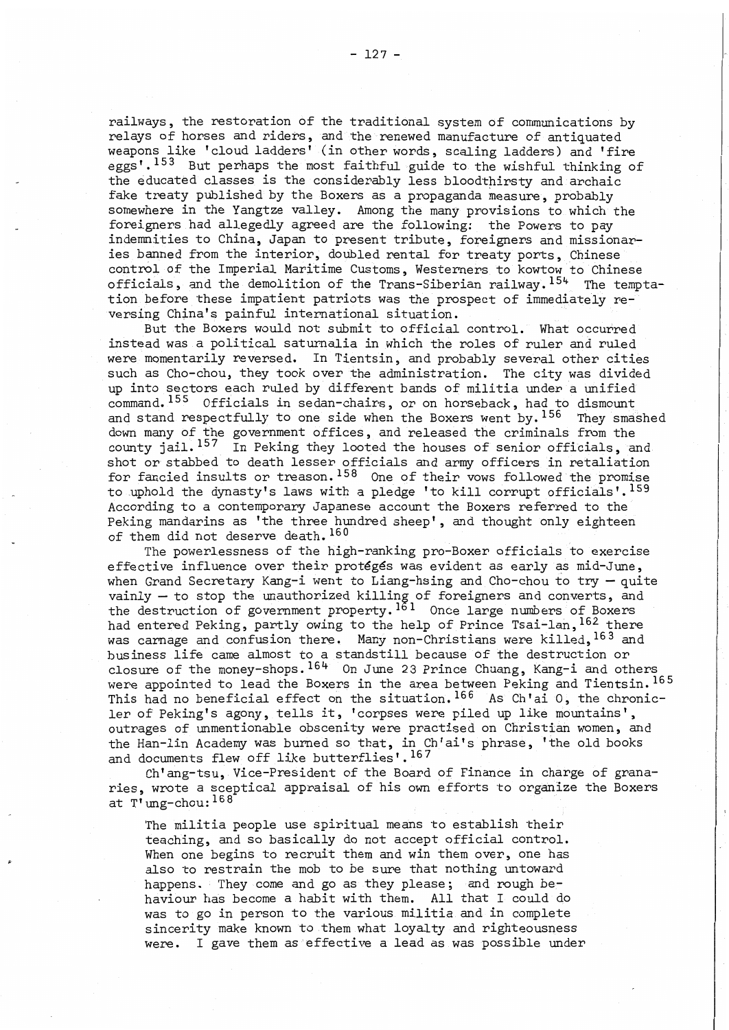railways, the restoration of the traditional system of communications by relays of horses and riders, and the renewed manufacture of antiquated weapons like 'cloud ladders' (in other words, scaling ladders) and 'fire eggs'.[153] But perhaps the most faithful guide to the wishful thinking of the educated classes is the considerably less bloodthirsty and archaic fake treaty published by the Boxers as a propaganda measure, probably somewhere in the Yangtze valley. Among the many provisions to which the foreigners had allegedly agreed are the following: the Powers to pay indemnities to China, Japan to present tribute, foreigners and missionaries banned from the interior, doubled rental for treaty ports, Chinese control of the Imperial Maritime Customs, Westerners to kowtow to Chinese officials, and the demolition of the Trans-Siberian railway.[154] The temptation before these impatient patriots was the prospect of immediately reversing China's painful international situation.

But the Boxers would not submit to official control. What occurred instead was a political saturnalia in which the roles of ruler and ruled were momentarily reversed. In Tientsin, and probably several other cities such as Cho-chou, they took over the administration. The city was divided up into sectors each ruled by different bands of militia under a unified command.[155] Officials in sedan-chairs, or on horseback, had to dismount and stand respectfully to one side when the Boxers went by.[156] They smashed down many of the government offices, and released the criminals from the county jail.[157] In Peking they looted the houses of senior officials, and shot or stabbed to death lesser officials and army officers in retaliation for fancied insults or treason.[158] One of their vows followed the promise to uphold the dynasty's laws with a pledge 'to kill corrupt officials'.[159] According to a contemporary Japanese account the Boxers referred to the Peking mandarins as 'the three hundred sheep', and thought only eighteen of them did not deserve death.[160]

The powerlessness of the high-ranking pro-Boxer officials to exercise effective influence over their protégés was evident as early as mid-June, when Grand Secretary Kang-i went to Liang-hsing and Cho-chou to try — quite vainly — to stop the unauthorized killing of foreigners and converts, and the destruction of government property.[161] Once large numbers of Boxers had entered Peking, partly owing to the help of Prince Tsai-lan,[162] there was carnage and confusion there. Many non-Christians were killed,[163] and business life came almost to a standstill because of the destruction or closure of the money-shops.[164] On June 23 Prince Chuang, Kang-i and others were appointed to lead the Boxers in the area between Peking and Tientsin.[165] This had no beneficial effect on the situation.[166] As Ch'ai O, the chronicler of Peking's agony, tells it, 'corpses were piled up like mountains', outrages of unmentionable obscenity were practised on Christian women, and the Han-lin Academy was burned so that, in Ch'ai's phrase, 'the old books and documents flew off like butterflies'.[167]

Ch'ang-tsu, Vice-President of the Board of Finance in charge of granaries, wrote a sceptical appraisal of his own efforts to organize the Boxers at T'ung-chou:[168]

> The militia people use spiritual means to establish their teaching, and so basically do not accept official control. When one begins to recruit them and win them over, one has also to restrain the mob to be sure that nothing untoward happens. They come and go as they please; and rough behaviour has become a habit with them. All that I could do was to go in person to the various militia and in complete sincerity make known to them what loyalty and righteousness were. I gave them as effective a lead as was possible under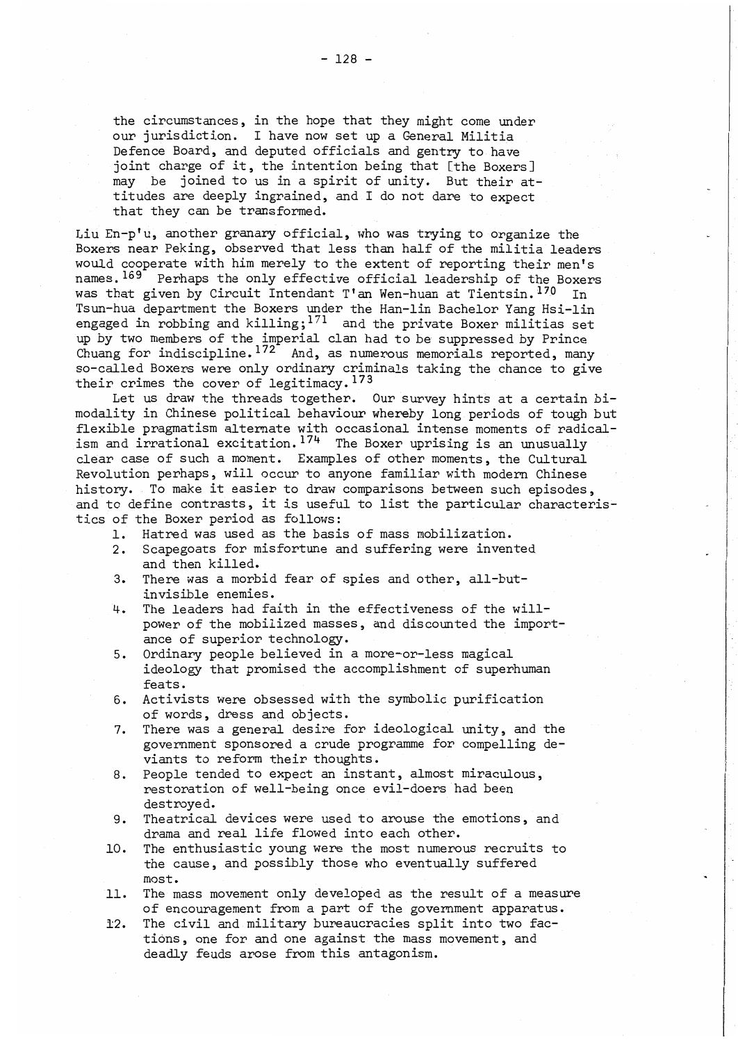> the circumstances, in the hope that they might come under our jurisdiction. I have now set up a General Militia Defence Board, and deputed officials and gentry to have joint charge of it, the intention being that [the Boxers] may be joined to us in a spirit of unity. But their attitudes are deeply ingrained, and I do not dare to expect that they can be transformed.

Liu En-p'u, another granary official, who was trying to organize the Boxers near Peking, observed that less than half of the militia leaders would cooperate with him merely to the extent of reporting their men's names.[169] Perhaps the only effective official leadership of the Boxers was that given by Circuit Intendant T'an Wen-huan at Tientsin.[170] In Tsun-hua department the Boxers under the Han-lin Bachelor Yang Hsi-lin engaged in robbing and killing;[171] and the private Boxer militias set up by two members of the imperial clan had to be suppressed by Prince Chuang for indiscipline.[172] And, as numerous memorials reported, many so-called Boxers were only ordinary criminals taking the chance to give their crimes the cover of legitimacy.[173]

Let us draw the threads together. Our survey hints at a certain bimodality in Chinese political behaviour whereby long periods of tough but flexible pragmatism alternate with occasional intense moments of radicalism and irrational excitation.[174] The Boxer uprising is an unusually clear case of such a moment. Examples of other moments, the Cultural Revolution perhaps, will occur to anyone familiar with modern Chinese history. To make it easier to draw comparisons between such episodes, and to define contrasts, it is useful to list the particular characteristics of the Boxer period as follows:

1. Hatred was used as the basis of mass mobilization.
2. Scapegoats for misfortune and suffering were invented and then killed.
3. There was a morbid fear of spies and other, all-but-invisible enemies.
4. The leaders had faith in the effectiveness of the will-power of the mobilized masses, and discounted the importance of superior technology.
5. Ordinary people believed in a more-or-less magical ideology that promised the accomplishment of superhuman feats.
6. Activists were obsessed with the symbolic purification of words, dress and objects.
7. There was a general desire for ideological unity, and the government sponsored a crude programme for compelling deviants to reform their thoughts.
8. People tended to expect an instant, almost miraculous, restoration of well-being once evil-doers had been destroyed.
9. Theatrical devices were used to arouse the emotions, and drama and real life flowed into each other.
10. The enthusiastic young were the most numerous recruits to the cause, and possibly those who eventually suffered most.
11. The mass movement only developed as the result of a measure of encouragement from a part of the government apparatus.
12. The civil and military bureaucracies split into two factions, one for and one against the mass movement, and deadly feuds arose from this antagonism.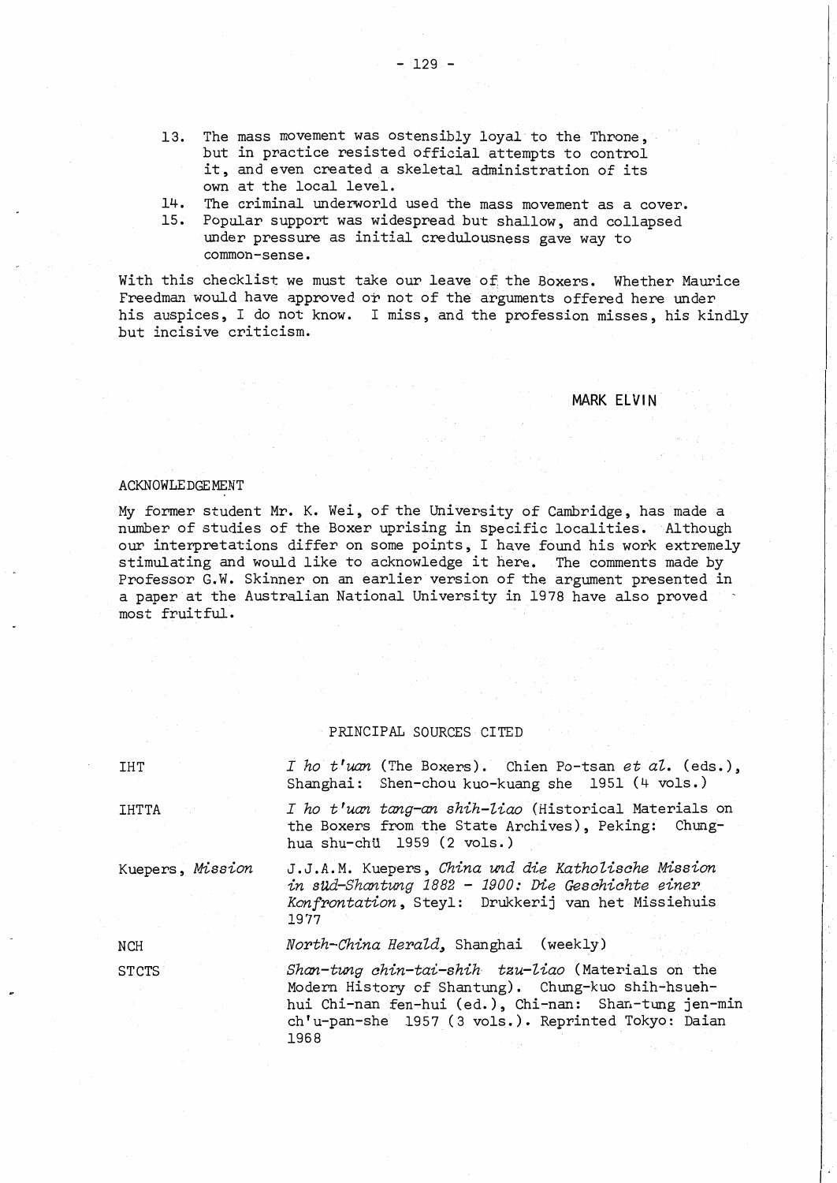13. The mass movement was ostensibly loyal to the Throne, but in practice resisted official attempts to control it, and even created a skeletal administration of its own at the local level.
14. The criminal underworld used the mass movement as a cover.
15. Popular support was widespread but shallow, and collapsed under pressure as initial credulousness gave way to common-sense.

With this checklist we must take our leave of the Boxers. Whether Maurice Freedman would have approved or not of the arguments offered here under his auspices, I do not know. I miss, and the profession misses, his kindly but incisive criticism.

MARK ELVIN

ACKNOWLEDGEMENT

My former student Mr. K. Wei, of the University of Cambridge, has made a number of studies of the Boxer uprising in specific localities. Although our interpretations differ on some points, I have found his work extremely stimulating and would like to acknowledge it here. The comments made by Professor G.W. Skinner on an earlier version of the argument presented in a paper at the Australian National University in 1978 have also proved most fruitful.

## PRINCIPAL SOURCES CITED

| | |
|---|---|
| IHT | *I ho t'uan* (The Boxers). Chien Po-tsan *et al.* (eds.), Shanghai: Shen-chou kuo-kuang she 1951 (4 vols.) |
| IHTTA | *I ho t'uan tang-an shih-liao* (Historical Materials on the Boxers from the State Archives), Peking: Chung-hua shu-chü 1959 (2 vols.) |
| Kuepers, *Mission* | J.J.A.M. Kuepers, *China und die Katholische Mission in süd-Shantung 1882 - 1900: Die Geschichte einer Konfrontation*, Steyl: Drukkerij van het Missiehuis 1977 |
| NCH | *North-China Herald*, Shanghai (weekly) |
| STCTS | *Shan-tung chin-tai-shih tzu-liao* (Materials on the Modern History of Shantung). Chung-kuo shih-hsueh-hui Chi-nan fen-hui (ed.), Chi-nan: Shan-tung jen-min ch'u-pan-she 1957 (3 vols.). Reprinted Tokyo: Daian 1968 |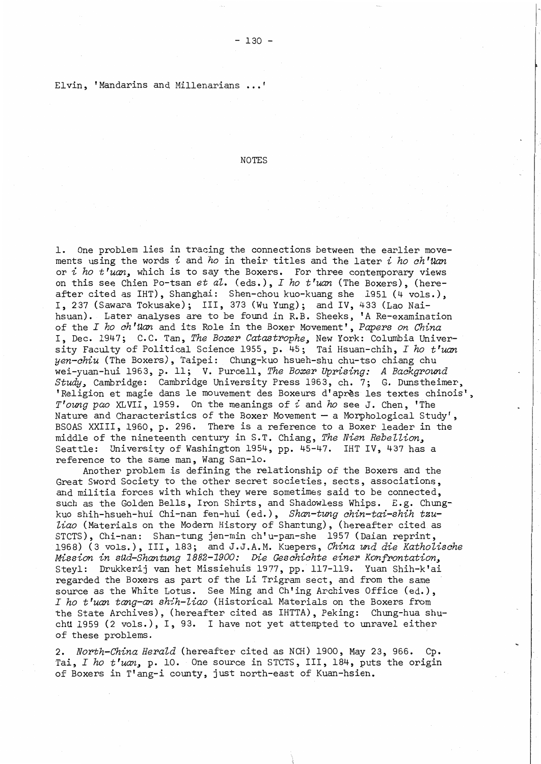Elvin, 'Mandarins and Millenarians ...'

## NOTES

1. One problem lies in tracing the connections between the earlier movements using the words *i* and *ho* in their titles and the later *i ho ch'üan* or *i ho t'uan*, which is to say the Boxers. For three contemporary views on this see Chien Po-tsan *et al.* (eds.), *I ho t'uan* (The Boxers), (hereafter cited as IHT), Shanghai: Shen-chou kuo-kuang she 1951 (4 vols.), I, 237 (Sawara Tokusake); III, 373 (Wu Yung); and IV, 433 (Lao Nai-hsuan). Later analyses are to be found in R.B. Sheeks, 'A Re-examination of the *I ho ch'üan* and its Role in the Boxer Movement', *Papers on China* I, Dec. 1947; C.C. Tan, *The Boxer Catastrophe*, New York: Columbia University Faculty of Political Science 1955, p. 45; Tai Hsuan-chih, *I ho t'uan yen-chiu* (The Boxers), Taipei: Chung-kuo hsueh-shu chu-tso chiang chu wei-yuan-hui 1963, p. 11; V. Purcell, *The Boxer Uprising: A Background Study*, Cambridge: Cambridge University Press 1963, ch. 7; G. Dunstheimer, 'Religion et magie dans le mouvement des Boxeurs d'après les textes chinois', *T'oung pao* XLVII, 1959. On the meanings of *i* and *ho* see J. Chen, 'The Nature and Characteristics of the Boxer Movement — a Morphological Study', BSOAS XXIII, 1960, p. 296. There is a reference to a Boxer leader in the middle of the nineteenth century in S.T. Chiang, *The Nien Rebellion*, Seattle: University of Washington 1954, pp. 45-47. IHT IV, 437 has a reference to the same man, Wang San-lo.

Another problem is defining the relationship of the Boxers and the Great Sword Society to the other secret societies, sects, associations, and militia forces with which they were sometimes said to be connected, such as the Golden Bells, Iron Shirts, and Shadowless Whips. E.g. Chung-kuo shih-hsueh-hui Chi-nan fen-hui (ed.), *Shan-tung chin-tai-shih tzu-liao* (Materials on the Modern History of Shantung), (hereafter cited as STCTS), Chi-nan: Shan-tung jen-min ch'u-pan-she 1957 (Daian reprint, 1968) (3 vols.), III, 183; and J.J.A.M. Kuepers, *China und die Katholische Mission in süd-Shantung 1882-1900: Die Geschichte einer Konfrontation*, Steyl: Drukkerij van het Missiehuis 1977, pp. 117-119. Yuan Shih-k'ai regarded the Boxers as part of the Li Trigram sect, and from the same source as the White Lotus. See Ming and Ch'ing Archives Office (ed.), *I ho t'uan tang-an shih-liao* (Historical Materials on the Boxers from the State Archives), (hereafter cited as IHTTA), Peking: Chung-hua shu-chü 1959 (2 vols.), I, 93. I have not yet attempted to unravel either of these problems.

2. *North-China Herald* (hereafter cited as NCH) 1900, May 23, 966. Cp. Tai, *I ho t'uan*, p. 10. One source in STCTS, III, 184, puts the origin of Boxers in T'ang-i county, just north-east of Kuan-hsien.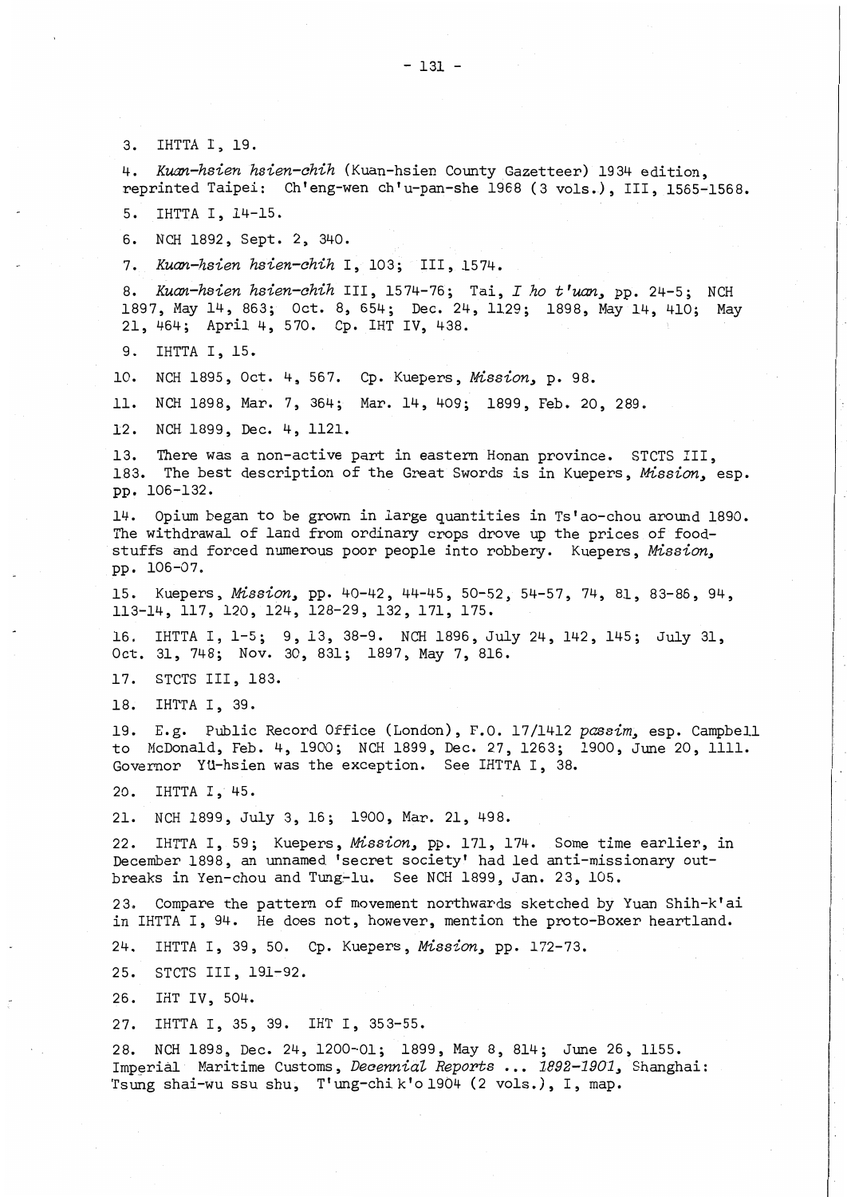3. IHTTA I, 19.

4. *Kuan-hsien hsien-chih* (Kuan-hsien County Gazetteer) 1934 edition, reprinted Taipei: Ch'eng-wen ch'u-pan-she 1968 (3 vols.), III, 1565-1568.

5. IHTTA I, 14-15.

6. NCH 1892, Sept. 2, 340.

7. *Kuan-hsien hsien-chih* I, 103; III, 1574.

8. *Kuan-hsien hsien-chih* III, 1574-76; Tai, *I ho t'uan*, pp. 24-5; NCH 1897, May 14, 863; Oct. 8, 654; Dec. 24, 1129; 1898, May 14, 410; May 21, 464; April 4, 570. Cp. IHT IV, 438.

9. IHTTA I, 15.

10. NCH 1895, Oct. 4, 567. Cp. Kuepers, *Mission*, p. 98.

11. NCH 1898, Mar. 7, 364; Mar. 14, 409; 1899, Feb. 20, 289.

12. NCH 1899, Dec. 4, 1121.

13. There was a non-active part in eastern Honan province. STCTS III, 183. The best description of the Great Swords is in Kuepers, *Mission*, esp. pp. 106-132.

14. Opium began to be grown in large quantities in Ts'ao-chou around 1890. The withdrawal of land from ordinary crops drove up the prices of foodstuffs and forced numerous poor people into robbery. Kuepers, *Mission*, pp. 106-07.

15. Kuepers, *Mission*, pp. 40-42, 44-45, 50-52, 54-57, 74, 81, 83-86, 94, 113-14, 117, 120, 124, 128-29, 132, 171, 175.

16. IHTTA I, 1-5; 9, 13, 38-9. NCH 1896, July 24, 142, 145; July 31, Oct. 31, 748; Nov. 30, 831; 1897, May 7, 816.

17. STCTS III, 183.

18. IHTTA I, 39.

19. E.g. Public Record Office (London), F.O. 17/1412 *passim*, esp. Campbell to McDonald, Feb. 4, 1900; NCH 1899, Dec. 27, 1263; 1900, June 20, 1111. Governor Yü-hsien was the exception. See IHTTA I, 38.

20. IHTTA I, 45.

21. NCH 1899, July 3, 16; 1900, Mar. 21, 498.

22. IHTTA I, 59; Kuepers, *Mission*, pp. 171, 174. Some time earlier, in December 1898, an unnamed 'secret society' had led anti-missionary outbreaks in Yen-chou and Tung-lu. See NCH 1899, Jan. 23, 105.

23. Compare the pattern of movement northwards sketched by Yuan Shih-k'ai in IHTTA I, 94. He does not, however, mention the proto-Boxer heartland.

24. IHTTA I, 39, 50. Cp. Kuepers, *Mission*, pp. 172-73.

25. STCTS III, 191-92.

26. IHT IV, 504.

27. IHTTA I, 35, 39. IHT I, 353-55.

28. NCH 1898, Dec. 24, 1200-01; 1899, May 8, 814; June 26, 1155. Imperial Maritime Customs, *Decennial Reports ... 1892-1901*, Shanghai: Tsung shai-wu ssu shu, T'ung-chi k'o 1904 (2 vols.), I, map.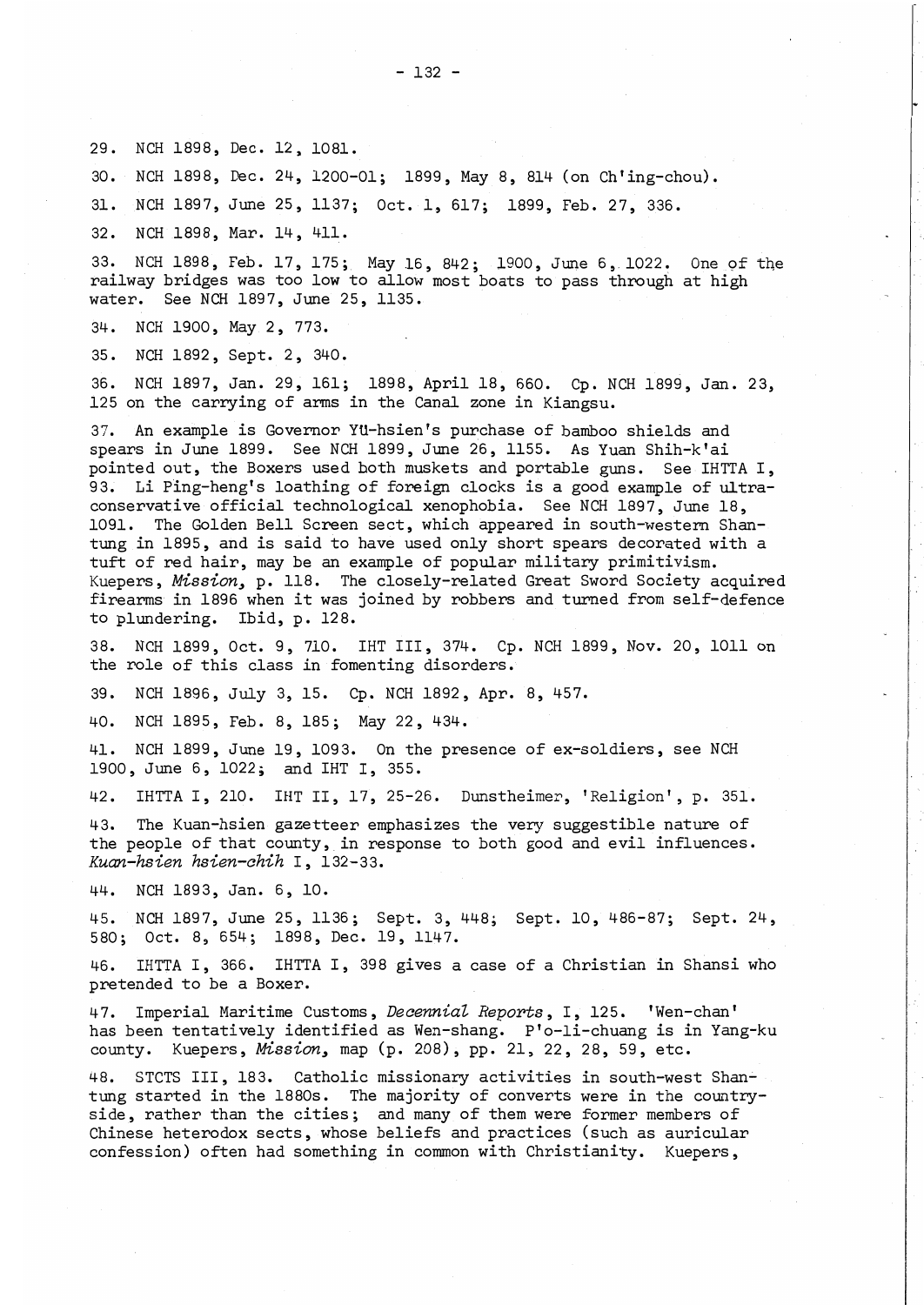29. NCH 1898, Dec. 12, 1081.

30. NCH 1898, Dec. 24, 1200-01; 1899, May 8, 814 (on Ch'ing-chou).

31. NCH 1897, June 25, 1137; Oct. 1, 617; 1899, Feb. 27, 336.

32. NCH 1898, Mar. 14, 411.

33. NCH 1898, Feb. 17, 175; May 16, 842; 1900, June 6, 1022. One of the railway bridges was too low to allow most boats to pass through at high water. See NCH 1897, June 25, 1135.

34. NCH 1900, May 2, 773.

35. NCH 1892, Sept. 2, 340.

36. NCH 1897, Jan. 29, 161; 1898, April 18, 660. Cp. NCH 1899, Jan. 23, 125 on the carrying of arms in the Canal zone in Kiangsu.

37. An example is Governor Yü-hsien's purchase of bamboo shields and spears in June 1899. See NCH 1899, June 26, 1155. As Yuan Shih-k'ai pointed out, the Boxers used both muskets and portable guns. See IHTTA I, 93. Li Ping-heng's loathing of foreign clocks is a good example of ultra-conservative official technological xenophobia. See NCH 1897, June 18, 1091. The Golden Bell Screen sect, which appeared in south-western Shantung in 1895, and is said to have used only short spears decorated with a tuft of red hair, may be an example of popular military primitivism. Kuepers, *Mission*, p. 118. The closely-related Great Sword Society acquired firearms in 1896 when it was joined by robbers and turned from self-defence to plundering. Ibid, p. 128.

38. NCH 1899, Oct. 9, 710. IHT III, 374. Cp. NCH 1899, Nov. 20, 1011 on the role of this class in fomenting disorders.

39. NCH 1896, July 3, 15. Cp. NCH 1892, Apr. 8, 457.

40. NCH 1895, Feb. 8, 185; May 22, 434.

41. NCH 1899, June 19, 1093. On the presence of ex-soldiers, see NCH 1900, June 6, 1022; and IHT I, 355.

42. IHTTA I, 210. IHT II, 17, 25-26. Dunstheimer, 'Religion', p. 351.

43. The Kuan-hsien gazetteer emphasizes the very suggestible nature of the people of that county, in response to both good and evil influences. *Kuan-hsien hsien-chih* I, 132-33.

44. NCH 1893, Jan. 6, 10.

45. NCH 1897, June 25, 1136; Sept. 3, 448; Sept. 10, 486-87; Sept. 24, 580; Oct. 8, 654; 1898, Dec. 19, 1147.

46. IHTTA I, 366. IHTTA I, 398 gives a case of a Christian in Shansi who pretended to be a Boxer.

47. Imperial Maritime Customs, *Decennial Reports*, I, 125. 'Wen-chan' has been tentatively identified as Wen-shang. P'o-li-chuang is in Yang-ku county. Kuepers, *Mission*, map (p. 208), pp. 21, 22, 28, 59, etc.

48. STCTS III, 183. Catholic missionary activities in south-west Shantung started in the 1880s. The majority of converts were in the countryside, rather than the cities; and many of them were former members of Chinese heterodox sects, whose beliefs and practices (such as auricular confession) often had something in common with Christianity. Kuepers,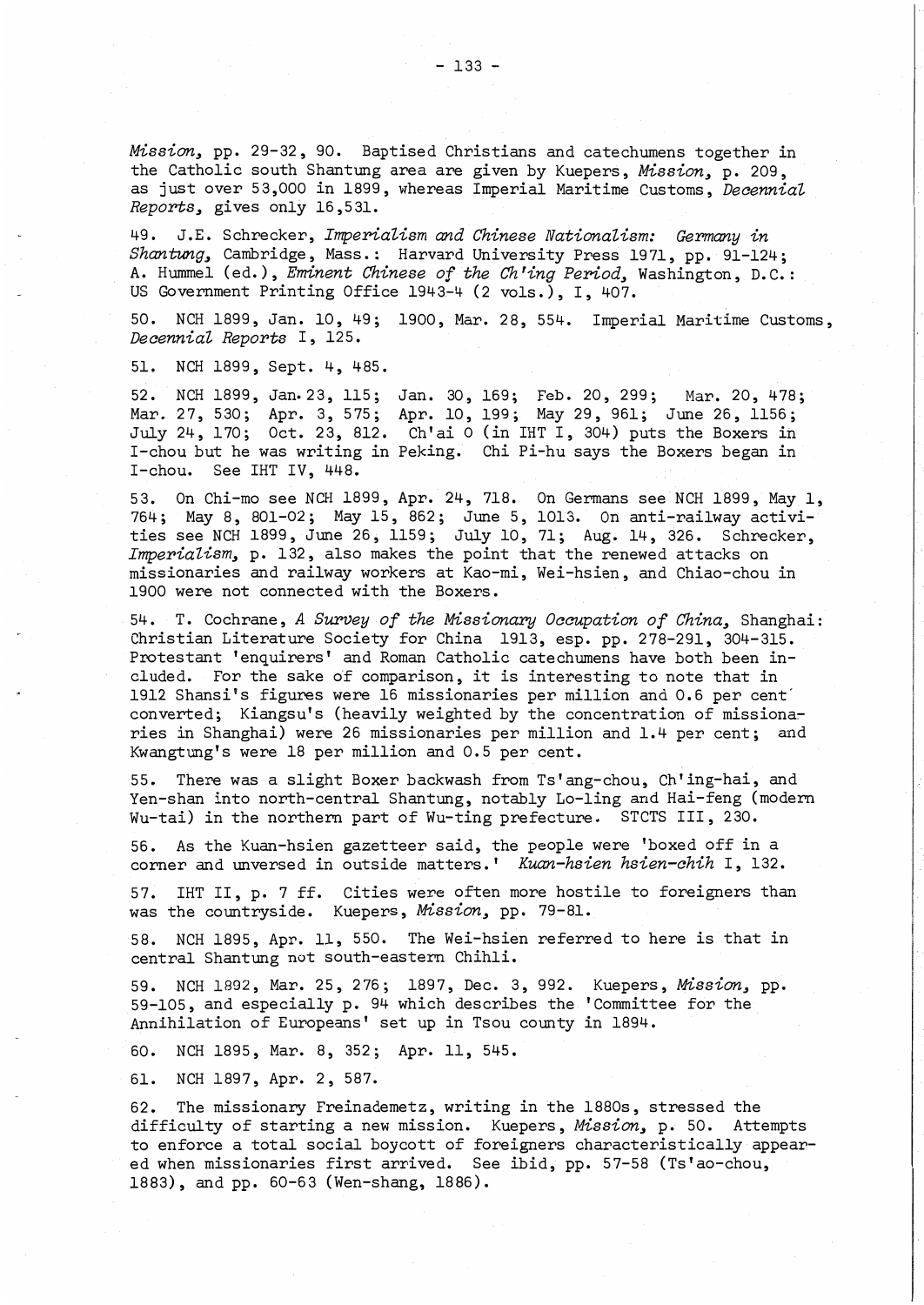*Mission*, pp. 29-32, 90. Baptised Christians and catechumens together in the Catholic south Shantung area are given by Kuepers, *Mission*, p. 209, as just over 53,000 in 1899, whereas Imperial Maritime Customs, *Decennial Reports*, gives only 16,531.

49. J.E. Schrecker, *Imperialism and Chinese Nationalism: Germany in Shantung*, Cambridge, Mass.: Harvard University Press 1971, pp. 91-124; A. Hummel (ed.), *Eminent Chinese of the Ch'ing Period*, Washington, D.C.: US Government Printing Office 1943-4 (2 vols.), I, 407.

50. NCH 1899, Jan. 10, 49; 1900, Mar. 28, 554. Imperial Maritime Customs, *Decennial Reports* I, 125.

51. NCH 1899, Sept. 4, 485.

52. NCH 1899, Jan. 23, 115; Jan. 30, 169; Feb. 20, 299; Mar. 20, 478; Mar. 27, 530; Apr. 3, 575; Apr. 10, 199; May 29, 961; June 26, 1156; July 24, 170; Oct. 23, 812. Ch'ai O (in IHT I, 304) puts the Boxers in I-chou but he was writing in Peking. Chi Pi-hu says the Boxers began in I-chou. See IHT IV, 448.

53. On Chi-mo see NCH 1899, Apr. 24, 718. On Germans see NCH 1899, May 1, 764; May 8, 801-02; May 15, 862; June 5, 1013. On anti-railway activities see NCH 1899, June 26, 1159; July 10, 71; Aug. 14, 326. Schrecker, *Imperialism*, p. 132, also makes the point that the renewed attacks on missionaries and railway workers at Kao-mi, Wei-hsien, and Chiao-chou in 1900 were not connected with the Boxers.

54. T. Cochrane, *A Survey of the Missionary Occupation of China*, Shanghai: Christian Literature Society for China 1913, esp. pp. 278-291, 304-315. Protestant 'enquirers' and Roman Catholic catechumens have both been included. For the sake of comparison, it is interesting to note that in 1912 Shansi's figures were 16 missionaries per million and 0.6 per cent converted; Kiangsu's (heavily weighted by the concentration of missionaries in Shanghai) were 26 missionaries per million and 1.4 per cent; and Kwangtung's were 18 per million and 0.5 per cent.

55. There was a slight Boxer backwash from Ts'ang-chou, Ch'ing-hai, and Yen-shan into north-central Shantung, notably Lo-ling and Hai-feng (modern Wu-tai) in the northern part of Wu-ting prefecture. STCTS III, 230.

56. As the Kuan-hsien gazetteer said, the people were 'boxed off in a corner and unversed in outside matters.' *Kuan-hsien hsien-chih* I, 132.

57. IHT II, p. 7 ff. Cities were often more hostile to foreigners than was the countryside. Kuepers, *Mission*, pp. 79-81.

58. NCH 1895, Apr. 11, 550. The Wei-hsien referred to here is that in central Shantung not south-eastern Chihli.

59. NCH 1892, Mar. 25, 276; 1897, Dec. 3, 992. Kuepers, *Mission*, pp. 59-105, and especially p. 94 which describes the 'Committee for the Annihilation of Europeans' set up in Tsou county in 1894.

60. NCH 1895, Mar. 8, 352; Apr. 11, 545.

61. NCH 1897, Apr. 2, 587.

62. The missionary Freinademetz, writing in the 1880s, stressed the difficulty of starting a new mission. Kuepers, *Mission*, p. 50. Attempts to enforce a total social boycott of foreigners characteristically appeared when missionaries first arrived. See ibid, pp. 57-58 (Ts'ao-chou, 1883), and pp. 60-63 (Wen-shang, 1886).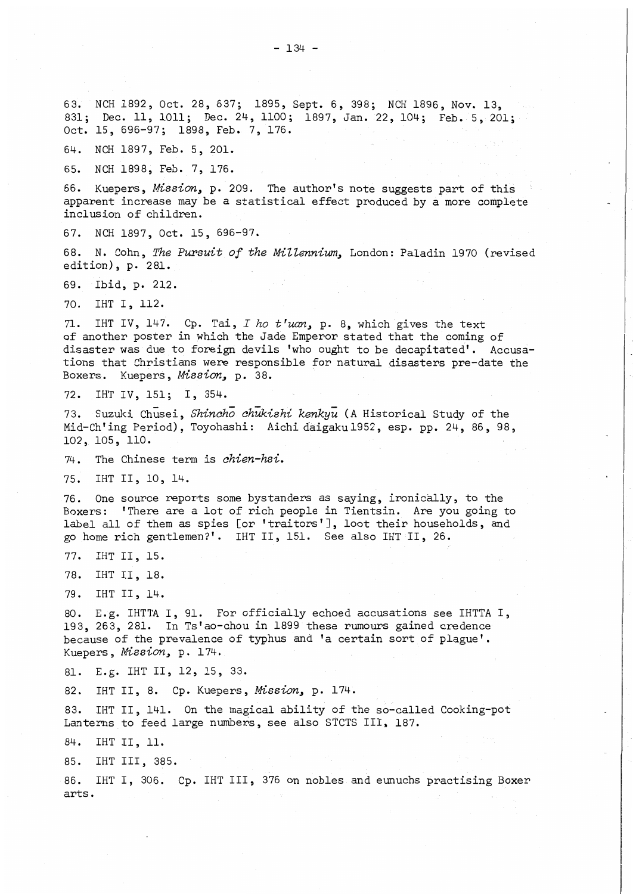63. NCH 1892, Oct. 28, 637; 1895, Sept. 6, 398; NCH 1896, Nov. 13, 831; Dec. 11, 1011; Dec. 24, 1100; 1897, Jan. 22, 104; Feb. 5, 201; Oct. 15, 696-97; 1898, Feb. 7, 176.

64. NCH 1897, Feb. 5, 201.

65. NCH 1898, Feb. 7, 176.

66. Kuepers, *Mission*, p. 209. The author's note suggests part of this apparent increase may be a statistical effect produced by a more complete inclusion of children.

67. NCH 1897, Oct. 15, 696-97.

68. N. Cohn, *The Pursuit of the Millennium*, London: Paladin 1970 (revised edition), p. 281.

69. Ibid, p. 212.

70. IHT I, 112.

71. IHT IV, 147. Cp. Tai, *I ho t'uan*, p. 8, which gives the text of another poster in which the Jade Emperor stated that the coming of disaster was due to foreign devils 'who ought to be decapitated'. Accusations that Christians were responsible for natural disasters pre-date the Boxers. Kuepers, *Mission*, p. 38.

72. IHT IV, 151; I, 354.

73. Suzuki Chūsei, *Shinchō chūkishi kenkyū* (A Historical Study of the Mid-Ch'ing Period), Toyohashi: Aichi daigaku 1952, esp. pp. 24, 86, 98, 102, 105, 110.

74. The Chinese term is *chien-hsi*.

75. IHT II, 10, 14.

76. One source reports some bystanders as saying, ironically, to the Boxers: 'There are a lot of rich people in Tientsin. Are you going to label all of them as spies [or 'traitors'], loot their households, and go home rich gentlemen?'. IHT II, 151. See also IHT II, 26.

77. IHT II, 15.

78. IHT II, 18.

79. IHT II, 14.

80. E.g. IHTTA I, 91. For officially echoed accusations see IHTTA I, 193, 263, 281. In Ts'ao-chou in 1899 these rumours gained credence because of the prevalence of typhus and 'a certain sort of plague'. Kuepers, *Mission*, p. 174.

81. E.g. IHT II, 12, 15, 33.

82. IHT II, 8. Cp. Kuepers, *Mission*, p. 174.

83. IHT II, 141. On the magical ability of the so-called Cooking-pot Lanterns to feed large numbers, see also STCTS III, 187.

84. IHT II, 11.

85. IHT III, 385.

86. IHT I, 306. Cp. IHT III, 376 on nobles and eunuchs practising Boxer arts.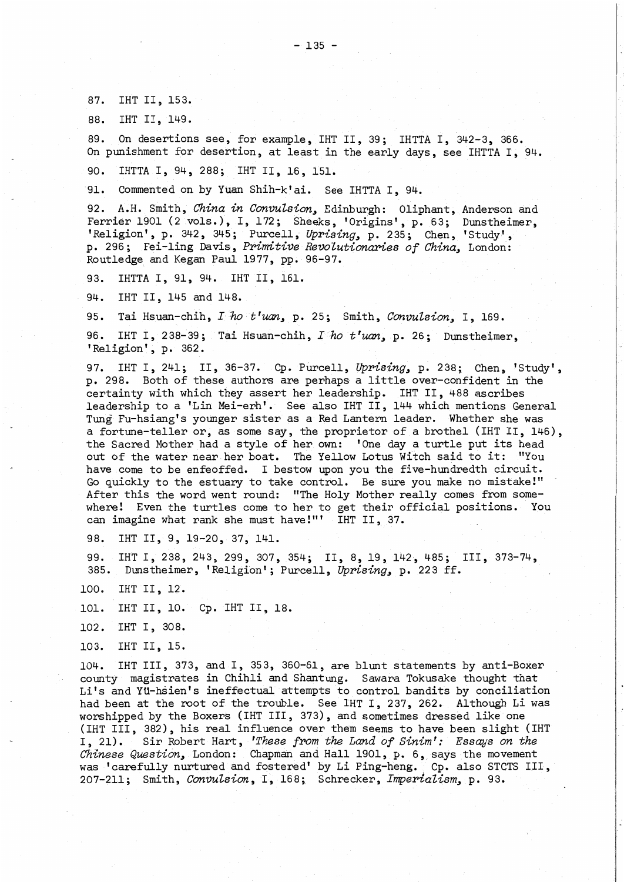87. IHT II, 153.

88. IHT II, 149.

89. On desertions see, for example, IHT II, 39; IHTTA I, 342-3, 366. On punishment for desertion, at least in the early days, see IHTTA I, 94.

90. IHTTA I, 94, 288; IHT II, 16, 151.

91. Commented on by Yuan Shih-k'ai. See IHTTA I, 94.

92. A.H. Smith, *China in Convulsion*, Edinburgh: Oliphant, Anderson and Ferrier 1901 (2 vols.), I, 172; Sheeks, 'Origins', p. 63; Dunstheimer, 'Religion', p. 342, 345; Purcell, *Uprising*, p. 235; Chen, 'Study', p. 296; Fei-ling Davis, *Primitive Revolutionaries of China*, London: Routledge and Kegan Paul 1977, pp. 96-97.

93. IHTTA I, 91, 94. IHT II, 161.

94. IHT II, 145 and 148.

95. Tai Hsuan-chih, *I ho t'uan*, p. 25; Smith, *Convulsion*, I, 169.

96. IHT I, 238-39; Tai Hsuan-chih, *I ho t'uan*, p. 26; Dunstheimer, 'Religion', p. 362.

97. IHT I, 241; II, 36-37. Cp. Purcell, *Uprising*, p. 238; Chen, 'Study', p. 298. Both of these authors are perhaps a little over-confident in the certainty with which they assert her leadership. IHT II, 488 ascribes leadership to a 'Lin Mei-erh'. See also IHT II, 144 which mentions General Tung Fu-hsiang's younger sister as a Red Lantern leader. Whether she was a fortune-teller or, as some say, the proprietor of a brothel (IHT II, 146), the Sacred Mother had a style of her own: 'One day a turtle put its head out of the water near her boat. The Yellow Lotus Witch said to it: "You have come to be enfeoffed. I bestow upon you the five-hundredth circuit. Go quickly to the estuary to take control. Be sure you make no mistake!" After this the word went round: "The Holy Mother really comes from somewhere! Even the turtles come to her to get their official positions. You can imagine what rank she must have!"' IHT II, 37.

98. IHT II, 9, 19-20, 37, 141.

99. IHT I, 238, 243, 299, 307, 354; II, 8, 19, 142, 485; III, 373-74, 385. Dunstheimer, 'Religion'; Purcell, *Uprising*, p. 223 ff.

100. IHT II, 12.

101. IHT II, 10. Cp. IHT II, 18.

102. IHT I, 308.

103. IHT II, 15.

104. IHT III, 373, and I, 353, 360-61, are blunt statements by anti-Boxer county magistrates in Chihli and Shantung. Sawara Tokusake thought that Li's and Yü-hsien's ineffectual attempts to control bandits by conciliation had been at the root of the trouble. See IHT I, 237, 262. Although Li was worshipped by the Boxers (IHT III, 373), and sometimes dressed like one (IHT III, 382), his real influence over them seems to have been slight (IHT I, 21). Sir Robert Hart, *'These from the Land of Sinim': Essays on the Chinese Question*, London: Chapman and Hall 1901, p. 6, says the movement was 'carefully nurtured and fostered' by Li Ping-heng. Cp. also STCTS III, 207-211; Smith, *Convulsion*, I, 168; Schrecker, *Imperialism*, p. 93.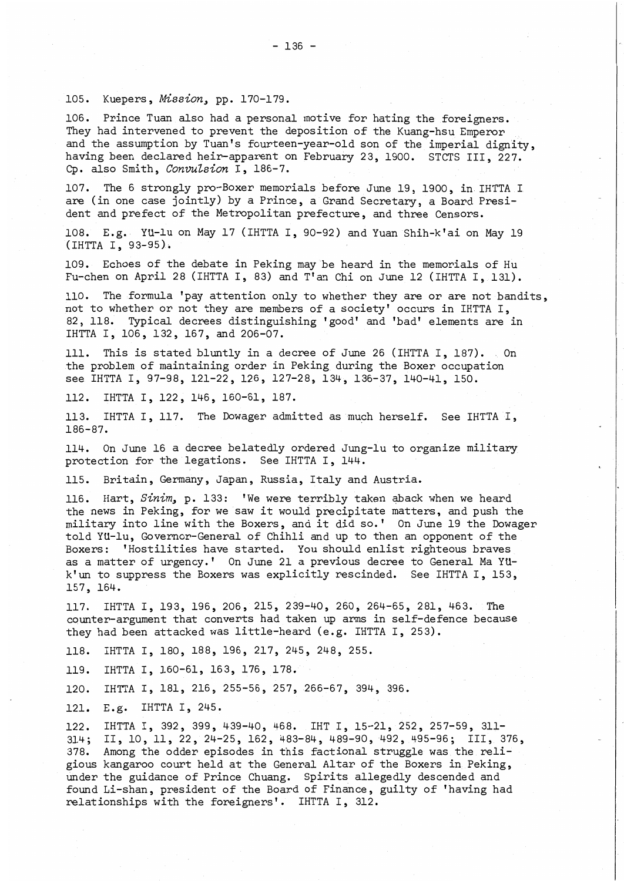105. Kuepers, *Mission*, pp. 170-179.

106. Prince Tuan also had a personal motive for hating the foreigners. They had intervened to prevent the deposition of the Kuang-hsu Emperor and the assumption by Tuan's fourteen-year-old son of the imperial dignity, having been declared heir-apparent on February 23, 1900. STCTS III, 227. Cp. also Smith, *Convulsion* I, 186-7.

107. The 6 strongly pro-Boxer memorials before June 19, 1900, in IHTTA I are (in one case jointly) by a Prince, a Grand Secretary, a Board President and prefect of the Metropolitan prefecture, and three Censors.

108. E.g. Yü-lu on May 17 (IHTTA I, 90-92) and Yuan Shih-k'ai on May 19 (IHTTA I, 93-95).

109. Echoes of the debate in Peking may be heard in the memorials of Hu Fu-chen on April 28 (IHTTA I, 83) and T'an Chi on June 12 (IHTTA I, 131).

110. The formula 'pay attention only to whether they are or are not bandits, not to whether or not they are members of a society' occurs in IHTTA I, 82, 118. Typical decrees distinguishing 'good' and 'bad' elements are in IHTTA I, 106, 132, 167, and 206-07.

111. This is stated bluntly in a decree of June 26 (IHTTA I, 187). On the problem of maintaining order in Peking during the Boxer occupation see IHTTA I, 97-98, 121-22, 126, 127-28, 134, 136-37, 140-41, 150.

112. IHTTA I, 122, 146, 160-61, 187.

113. IHTTA I, 117. The Dowager admitted as much herself. See IHTTA I, 186-87.

114. On June 16 a decree belatedly ordered Jung-lu to organize military protection for the legations. See IHTTA I, 144.

115. Britain, Germany, Japan, Russia, Italy and Austria.

116. Hart, *Sinim*, p. 133: 'We were terribly taken aback when we heard the news in Peking, for we saw it would precipitate matters, and push the military into line with the Boxers, and it did so.' On June 19 the Dowager told Yü-lu, Governor-General of Chihli and up to then an opponent of the Boxers: 'Hostilities have started. You should enlist righteous braves as a matter of urgency.' On June 21 a previous decree to General Ma Yü-k'un to suppress the Boxers was explicitly rescinded. See IHTTA I, 153, 157, 164.

117. IHTTA I, 193, 196, 206, 215, 239-40, 260, 264-65, 281, 463. The counter-argument that converts had taken up arms in self-defence because they had been attacked was little-heard (e.g. IHTTA I, 253).

118. IHTTA I, 180, 188, 196, 217, 245, 248, 255.

119. IHTTA I, 160-61, 163, 176, 178.

120. IHTTA I, 181, 216, 255-56, 257, 266-67, 394, 396.

121. E.g. IHTTA I, 245.

122. IHTTA I, 392, 399, 439-40, 468. IHT I, 15-21, 252, 257-59, 311-314; II, 10, 11, 22, 24-25, 162, 483-84, 489-90, 492, 495-96; III, 376, 378. Among the odder episodes in this factional struggle was the religious kangaroo court held at the General Altar of the Boxers in Peking, under the guidance of Prince Chuang. Spirits allegedly descended and found Li-shan, president of the Board of Finance, guilty of 'having had relationships with the foreigners'. IHTTA I, 312.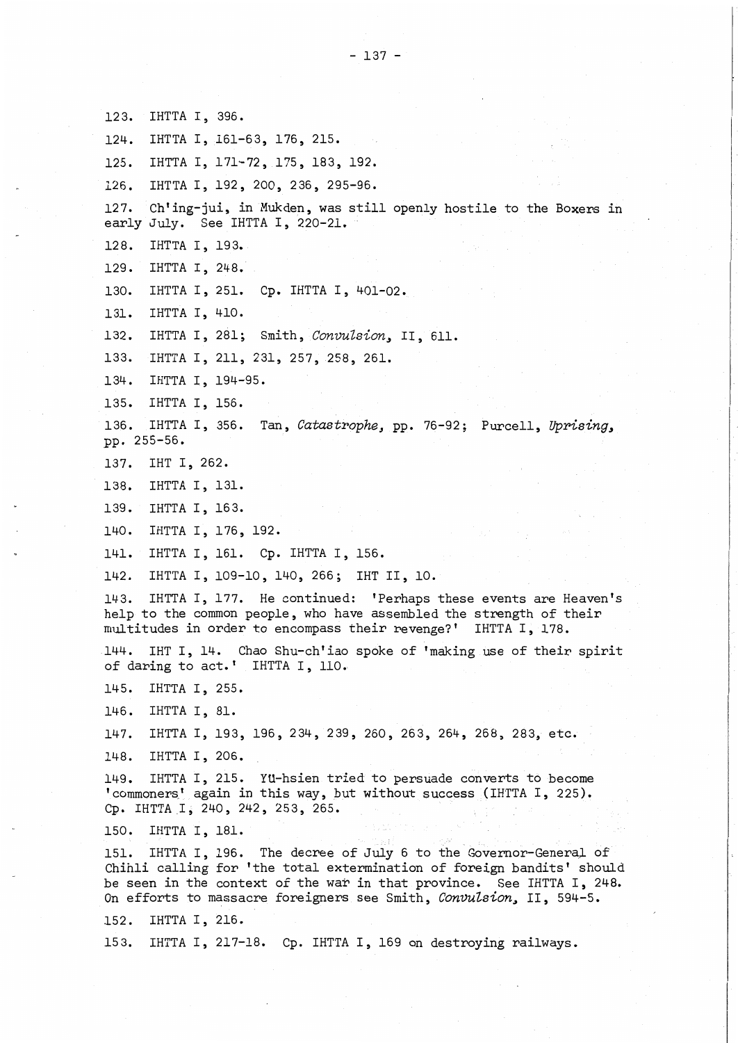123. IHTTA I, 396.

124. IHTTA I, 161-63, 176, 215.

125. IHTTA I, 171-72, 175, 183, 192.

126. IHTTA I, 192, 200, 236, 295-96.

127. Ch'ing-jui, in Mukden, was still openly hostile to the Boxers in early July. See IHTTA I, 220-21.

128. IHTTA I, 193.

129. IHTTA I, 248.

130. IHTTA I, 251. Cp. IHTTA I, 401-02.

131. IHTTA I, 410.

132. IHTTA I, 281; Smith, *Convulsion*, II, 611.

133. IHTTA I, 211, 231, 257, 258, 261.

134. IHTTA I, 194-95.

135. IHTTA I, 156.

136. IHTTA I, 356. Tan, *Catastrophe*, pp. 76-92; Purcell, *Uprising*, pp. 255-56.

137. IHT I, 262.

138. IHTTA I, 131.

139. IHTTA I, 163.

140. IHTTA I, 176, 192.

141. IHTTA I, 161. Cp. IHTTA I, 156.

142. IHTTA I, 109-10, 140, 266; IHT II, 10.

143. IHTTA I, 177. He continued: 'Perhaps these events are Heaven's help to the common people, who have assembled the strength of their multitudes in order to encompass their revenge?' IHTTA I, 178.

144. IHT I, 14. Chao Shu-ch'iao spoke of 'making use of their spirit of daring to act.' IHTTA I, 110.

145. IHTTA I, 255.

146. IHTTA I, 81.

147. IHTTA I, 193, 196, 234, 239, 260, 263, 264, 268, 283, etc.

148. IHTTA I, 206.

149. IHTTA I, 215. Yü-hsien tried to persuade converts to become 'commoners' again in this way, but without success (IHTTA I, 225). Cp. IHTTA I, 240, 242, 253, 265.

150. IHTTA I, 181.

151. IHTTA I, 196. The decree of July 6 to the Governor-General of Chihli calling for 'the total extermination of foreign bandits' should be seen in the context of the war in that province. See IHTTA I, 248. On efforts to massacre foreigners see Smith, *Convulsion*, II, 594-5.

152. IHTTA I, 216.

153. IHTTA I, 217-18. Cp. IHTTA I, 169 on destroying railways.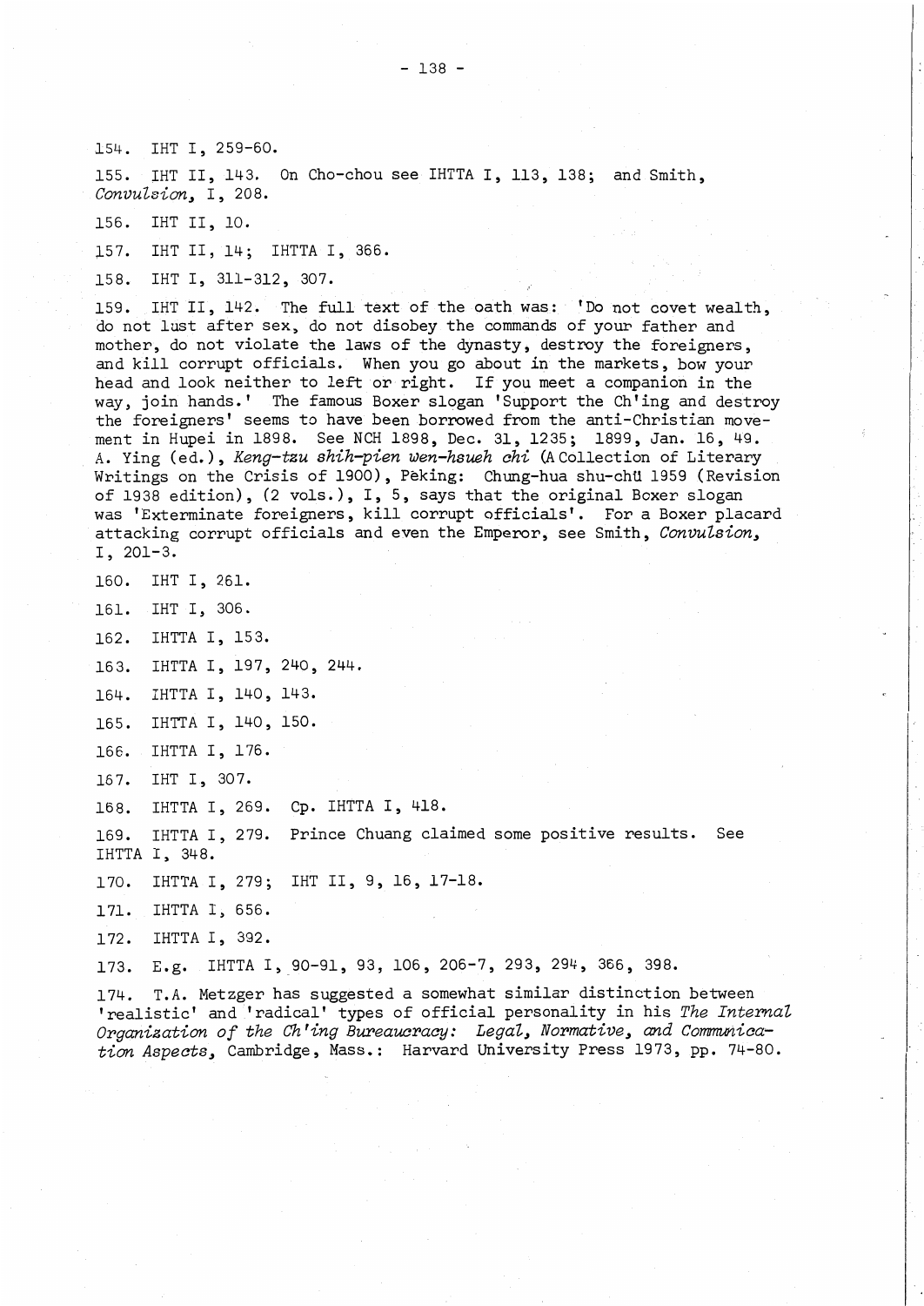154. IHT I, 259-60.

155. IHT II, 143. On Cho-chou see IHTTA I, 113, 138; and Smith, *Convulsion*, I, 208.

156. IHT II, 10.

157. IHT II, 14; IHTTA I, 366.

158. IHT I, 311-312, 307.

159. IHT II, 142. The full text of the oath was: 'Do not covet wealth, do not lust after sex, do not disobey the commands of your father and mother, do not violate the laws of the dynasty, destroy the foreigners, and kill corrupt officials. When you go about in the markets, bow your head and look neither to left or right. If you meet a companion in the way, join hands.' The famous Boxer slogan 'Support the Ch'ing and destroy the foreigners' seems to have been borrowed from the anti-Christian movement in Hupei in 1898. See NCH 1898, Dec. 31, 1235; 1899, Jan. 16, 49. A. Ying (ed.), *Keng-tzu shih-pien wen-hsueh chi* (A Collection of Literary Writings on the Crisis of 1900), Peking: Chung-hua shu-chü 1959 (Revision of 1938 edition), (2 vols.), I, 5, says that the original Boxer slogan was 'Exterminate foreigners, kill corrupt officials'. For a Boxer placard attacking corrupt officials and even the Emperor, see Smith, *Convulsion*, I, 201-3.

160. IHT I, 261.

161. IHT I, 306.

162. IHTTA I, 153.

163. IHTTA I, 197, 240, 244.

164. IHTTA I, 140, 143.

165. IHTTA I, 140, 150.

166. IHTTA I, 176.

167. IHT I, 307.

168. IHTTA I, 269. Cp. IHTTA I, 418.

169. IHTTA I, 279. Prince Chuang claimed some positive results. See IHTTA I, 348.

170. IHTTA I, 279; IHT II, 9, 16, 17-18.

171. IHTTA I, 656.

172. IHTTA I, 392.

173. E.g. IHTTA I, 90-91, 93, 106, 206-7, 293, 294, 366, 398.

174. T.A. Metzger has suggested a somewhat similar distinction between 'realistic' and 'radical' types of official personality in his *The Internal Organization of the Ch'ing Bureaucracy: Legal, Normative, and Communication Aspects*, Cambridge, Mass.: Harvard University Press 1973, pp. 74-80.